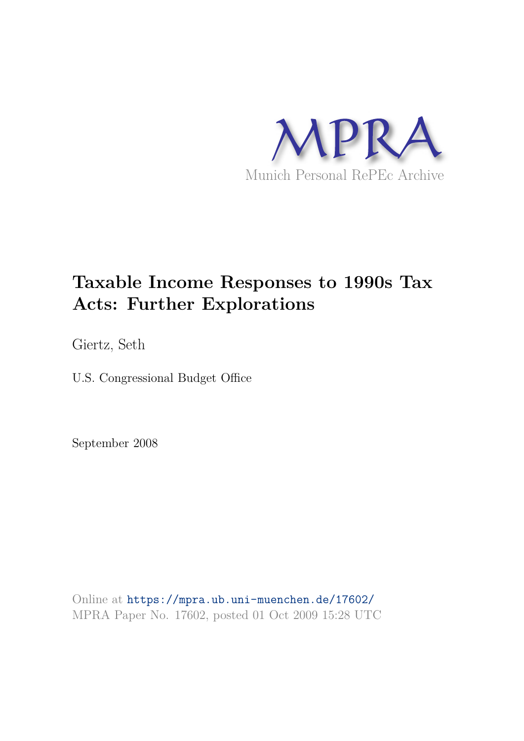MPRA

Munich Personal RePEc Archive

# Taxable Income Responses to 1990s Tax Acts: Further Explorations

Giertz, Seth

U.S. Congressional Budget Office

September 2008

Online at https://mpra.ub.uni-muenchen.de/17602/
MPRA Paper No. 17602, posted 01 Oct 2009 15:28 UTC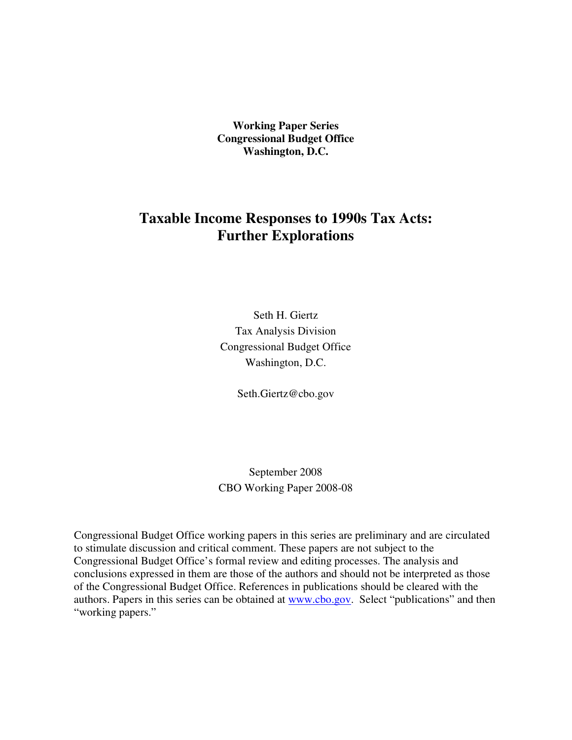**Working Paper Series**
**Congressional Budget Office**
**Washington, D.C.**

# Taxable Income Responses to 1990s Tax Acts: Further Explorations

Seth H. Giertz
Tax Analysis Division
Congressional Budget Office
Washington, D.C.

Seth.Giertz@cbo.gov

September 2008
CBO Working Paper 2008-08

Congressional Budget Office working papers in this series are preliminary and are circulated to stimulate discussion and critical comment. These papers are not subject to the Congressional Budget Office's formal review and editing processes. The analysis and conclusions expressed in them are those of the authors and should not be interpreted as those of the Congressional Budget Office. References in publications should be cleared with the authors. Papers in this series can be obtained at www.cbo.gov. Select "publications" and then "working papers."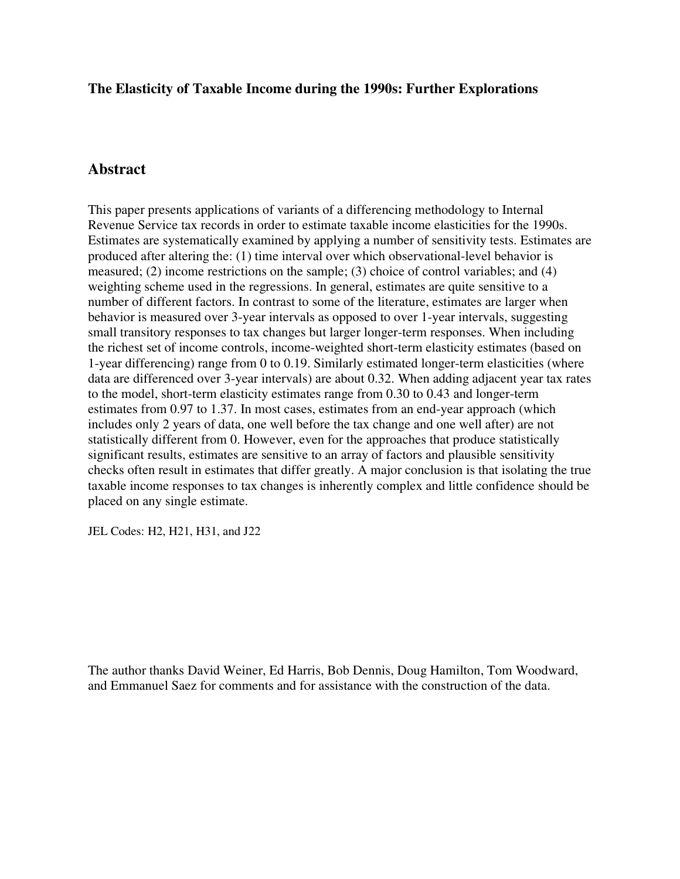**The Elasticity of Taxable Income during the 1990s: Further Explorations**

## Abstract

This paper presents applications of variants of a differencing methodology to Internal Revenue Service tax records in order to estimate taxable income elasticities for the 1990s. Estimates are systematically examined by applying a number of sensitivity tests. Estimates are produced after altering the: (1) time interval over which observational-level behavior is measured; (2) income restrictions on the sample; (3) choice of control variables; and (4) weighting scheme used in the regressions. In general, estimates are quite sensitive to a number of different factors. In contrast to some of the literature, estimates are larger when behavior is measured over 3-year intervals as opposed to over 1-year intervals, suggesting small transitory responses to tax changes but larger longer-term responses. When including the richest set of income controls, income-weighted short-term elasticity estimates (based on 1-year differencing) range from 0 to 0.19. Similarly estimated longer-term elasticities (where data are differenced over 3-year intervals) are about 0.32. When adding adjacent year tax rates to the model, short-term elasticity estimates range from 0.30 to 0.43 and longer-term estimates from 0.97 to 1.37. In most cases, estimates from an end-year approach (which includes only 2 years of data, one well before the tax change and one well after) are not statistically different from 0. However, even for the approaches that produce statistically significant results, estimates are sensitive to an array of factors and plausible sensitivity checks often result in estimates that differ greatly. A major conclusion is that isolating the true taxable income responses to tax changes is inherently complex and little confidence should be placed on any single estimate.

JEL Codes: H2, H21, H31, and J22

The author thanks David Weiner, Ed Harris, Bob Dennis, Doug Hamilton, Tom Woodward, and Emmanuel Saez for comments and for assistance with the construction of the data.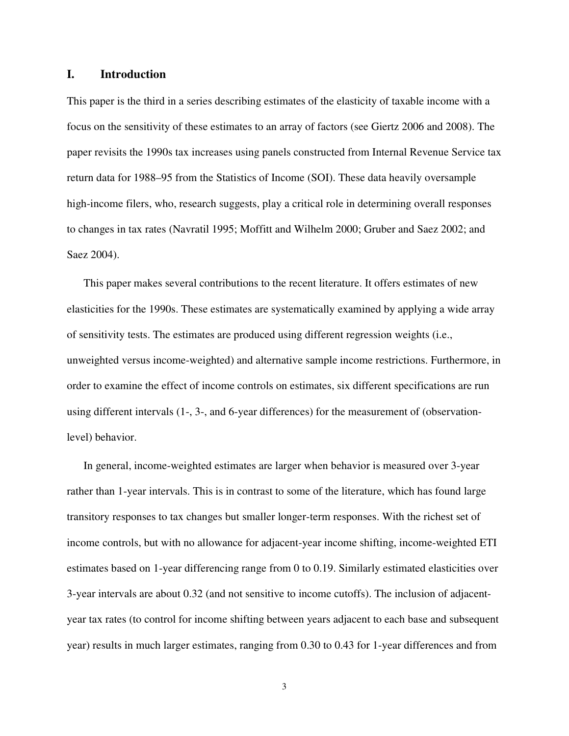## I. Introduction

This paper is the third in a series describing estimates of the elasticity of taxable income with a focus on the sensitivity of these estimates to an array of factors (see Giertz 2006 and 2008). The paper revisits the 1990s tax increases using panels constructed from Internal Revenue Service tax return data for 1988–95 from the Statistics of Income (SOI). These data heavily oversample high-income filers, who, research suggests, play a critical role in determining overall responses to changes in tax rates (Navratil 1995; Moffitt and Wilhelm 2000; Gruber and Saez 2002; and Saez 2004).

This paper makes several contributions to the recent literature. It offers estimates of new elasticities for the 1990s. These estimates are systematically examined by applying a wide array of sensitivity tests. The estimates are produced using different regression weights (i.e., unweighted versus income-weighted) and alternative sample income restrictions. Furthermore, in order to examine the effect of income controls on estimates, six different specifications are run using different intervals (1-, 3-, and 6-year differences) for the measurement of (observation-level) behavior.

In general, income-weighted estimates are larger when behavior is measured over 3-year rather than 1-year intervals. This is in contrast to some of the literature, which has found large transitory responses to tax changes but smaller longer-term responses. With the richest set of income controls, but with no allowance for adjacent-year income shifting, income-weighted ETI estimates based on 1-year differencing range from 0 to 0.19. Similarly estimated elasticities over 3-year intervals are about 0.32 (and not sensitive to income cutoffs). The inclusion of adjacent-year tax rates (to control for income shifting between years adjacent to each base and subsequent year) results in much larger estimates, ranging from 0.30 to 0.43 for 1-year differences and from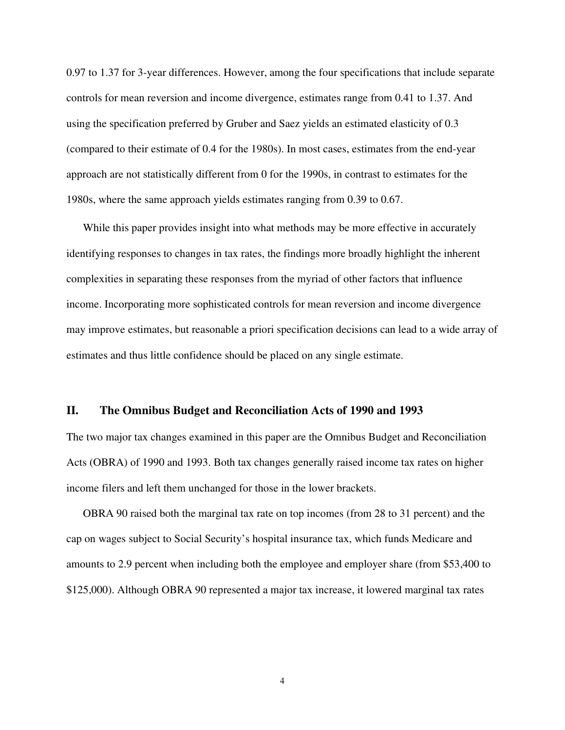0.97 to 1.37 for 3-year differences. However, among the four specifications that include separate controls for mean reversion and income divergence, estimates range from 0.41 to 1.37. And using the specification preferred by Gruber and Saez yields an estimated elasticity of 0.3 (compared to their estimate of 0.4 for the 1980s). In most cases, estimates from the end-year approach are not statistically different from 0 for the 1990s, in contrast to estimates for the 1980s, where the same approach yields estimates ranging from 0.39 to 0.67.

While this paper provides insight into what methods may be more effective in accurately identifying responses to changes in tax rates, the findings more broadly highlight the inherent complexities in separating these responses from the myriad of other factors that influence income. Incorporating more sophisticated controls for mean reversion and income divergence may improve estimates, but reasonable a priori specification decisions can lead to a wide array of estimates and thus little confidence should be placed on any single estimate.

## II. The Omnibus Budget and Reconciliation Acts of 1990 and 1993

The two major tax changes examined in this paper are the Omnibus Budget and Reconciliation Acts (OBRA) of 1990 and 1993. Both tax changes generally raised income tax rates on higher income filers and left them unchanged for those in the lower brackets.

OBRA 90 raised both the marginal tax rate on top incomes (from 28 to 31 percent) and the cap on wages subject to Social Security's hospital insurance tax, which funds Medicare and amounts to 2.9 percent when including both the employee and employer share (from $53,400 to $125,000). Although OBRA 90 represented a major tax increase, it lowered marginal tax rates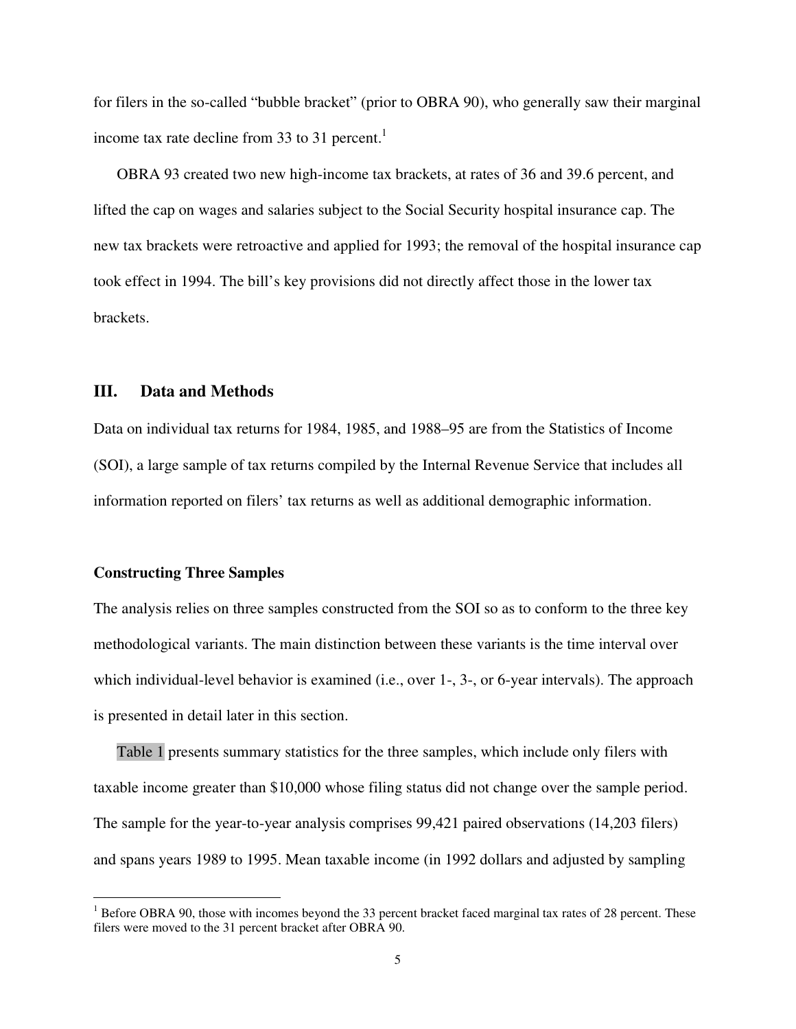for filers in the so-called "bubble bracket" (prior to OBRA 90), who generally saw their marginal income tax rate decline from 33 to 31 percent.[1]

OBRA 93 created two new high-income tax brackets, at rates of 36 and 39.6 percent, and lifted the cap on wages and salaries subject to the Social Security hospital insurance cap. The new tax brackets were retroactive and applied for 1993; the removal of the hospital insurance cap took effect in 1994. The bill's key provisions did not directly affect those in the lower tax brackets.

## III. Data and Methods

Data on individual tax returns for 1984, 1985, and 1988–95 are from the Statistics of Income (SOI), a large sample of tax returns compiled by the Internal Revenue Service that includes all information reported on filers' tax returns as well as additional demographic information.

### Constructing Three Samples

The analysis relies on three samples constructed from the SOI so as to conform to the three key methodological variants. The main distinction between these variants is the time interval over which individual-level behavior is examined (i.e., over 1-, 3-, or 6-year intervals). The approach is presented in detail later in this section.

Table 1 presents summary statistics for the three samples, which include only filers with taxable income greater than $10,000 whose filing status did not change over the sample period. The sample for the year-to-year analysis comprises 99,421 paired observations (14,203 filers) and spans years 1989 to 1995. Mean taxable income (in 1992 dollars and adjusted by sampling

[1] Before OBRA 90, those with incomes beyond the 33 percent bracket faced marginal tax rates of 28 percent. These filers were moved to the 31 percent bracket after OBRA 90.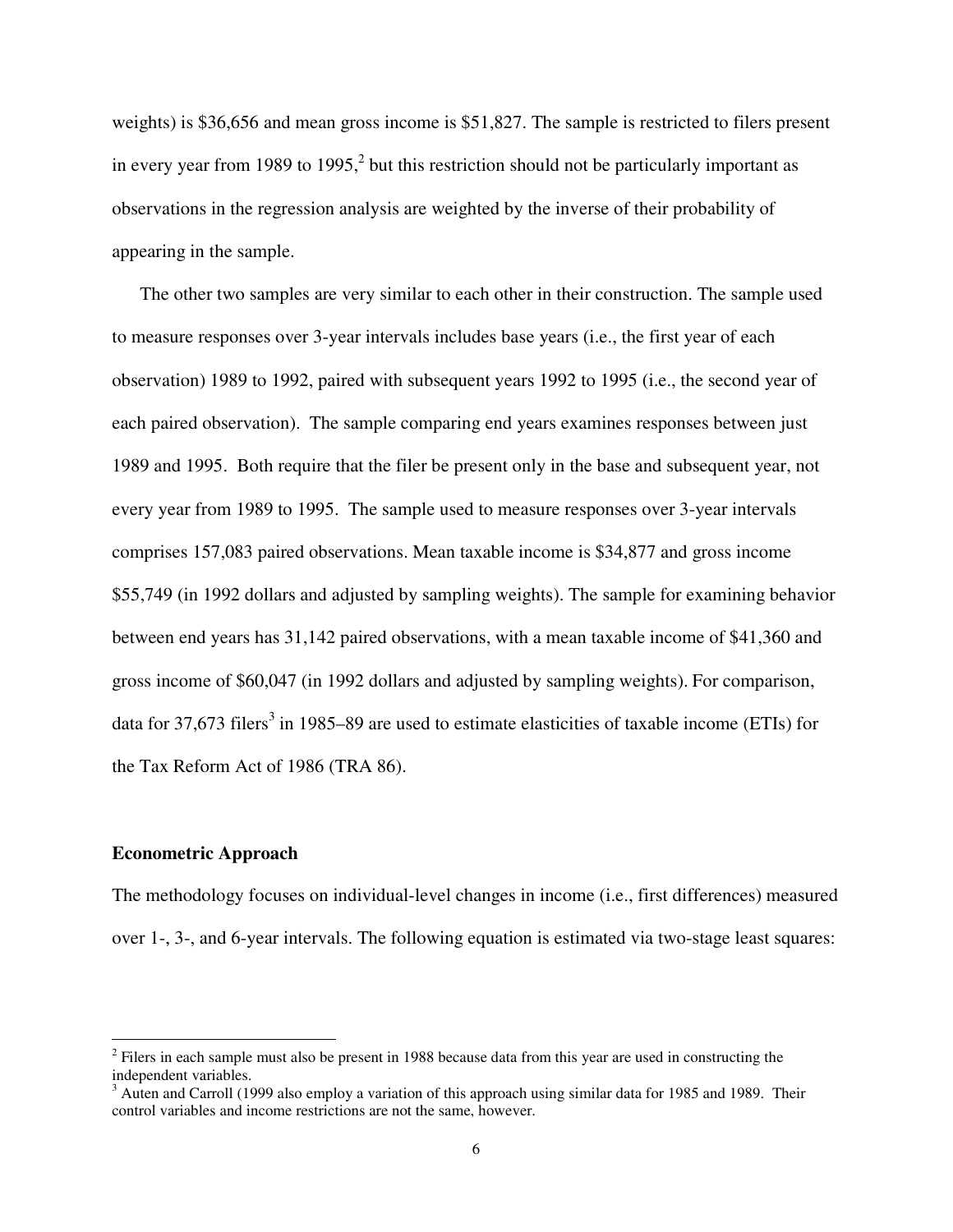weights) is $36,656 and mean gross income is $51,827. The sample is restricted to filers present in every year from 1989 to 1995,[2] but this restriction should not be particularly important as observations in the regression analysis are weighted by the inverse of their probability of appearing in the sample.

The other two samples are very similar to each other in their construction. The sample used to measure responses over 3-year intervals includes base years (i.e., the first year of each observation) 1989 to 1992, paired with subsequent years 1992 to 1995 (i.e., the second year of each paired observation). The sample comparing end years examines responses between just 1989 and 1995. Both require that the filer be present only in the base and subsequent year, not every year from 1989 to 1995. The sample used to measure responses over 3-year intervals comprises 157,083 paired observations. Mean taxable income is $34,877 and gross income $55,749 (in 1992 dollars and adjusted by sampling weights). The sample for examining behavior between end years has 31,142 paired observations, with a mean taxable income of $41,360 and gross income of $60,047 (in 1992 dollars and adjusted by sampling weights). For comparison, data for 37,673 filers[3] in 1985–89 are used to estimate elasticities of taxable income (ETIs) for the Tax Reform Act of 1986 (TRA 86).

**Econometric Approach**

The methodology focuses on individual-level changes in income (i.e., first differences) measured over 1-, 3-, and 6-year intervals. The following equation is estimated via two-stage least squares:

---

[2] Filers in each sample must also be present in 1988 because data from this year are used in constructing the independent variables.

[3] Auten and Carroll (1999 also employ a variation of this approach using similar data for 1985 and 1989. Their control variables and income restrictions are not the same, however.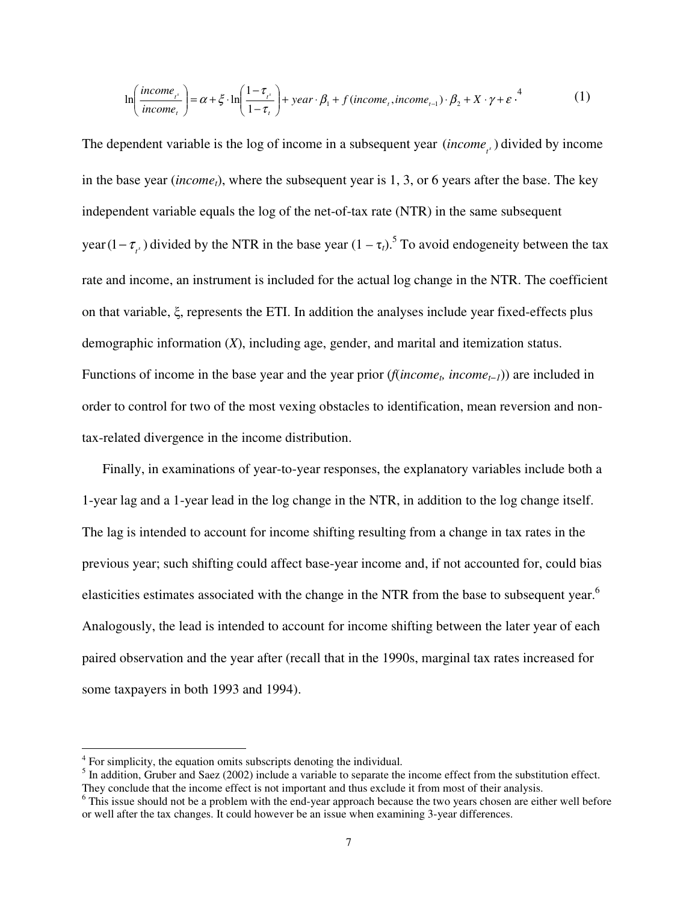$$\ln\left(\frac{income_{t^s}}{income_t}\right) = \alpha + \xi \cdot \ln\left(\frac{1-\tau_{t^s}}{1-\tau_t}\right) + year \cdot \beta_1 + f(income_t, income_{t-1}) \cdot \beta_2 + X \cdot \gamma + \varepsilon \cdot ^{4} \tag{1}$$

The dependent variable is the log of income in a subsequent year $(income_{t^s})$ divided by income in the base year ($income_t$), where the subsequent year is 1, 3, or 6 years after the base. The key independent variable equals the log of the net-of-tax rate (NTR) in the same subsequent year $(1-\tau_{t^s})$ divided by the NTR in the base year $(1 - \tau_t)$.[5] To avoid endogeneity between the tax rate and income, an instrument is included for the actual log change in the NTR. The coefficient on that variable, ξ, represents the ETI. In addition the analyses include year fixed-effects plus demographic information ($X$), including age, gender, and marital and itemization status. Functions of income in the base year and the year prior ($f(income_t, income_{t-1})$) are included in order to control for two of the most vexing obstacles to identification, mean reversion and non-tax-related divergence in the income distribution.

Finally, in examinations of year-to-year responses, the explanatory variables include both a 1-year lag and a 1-year lead in the log change in the NTR, in addition to the log change itself. The lag is intended to account for income shifting resulting from a change in tax rates in the previous year; such shifting could affect base-year income and, if not accounted for, could bias elasticities estimates associated with the change in the NTR from the base to subsequent year.[6] Analogously, the lead is intended to account for income shifting between the later year of each paired observation and the year after (recall that in the 1990s, marginal tax rates increased for some taxpayers in both 1993 and 1994).

---

[4] For simplicity, the equation omits subscripts denoting the individual.

[5] In addition, Gruber and Saez (2002) include a variable to separate the income effect from the substitution effect. They conclude that the income effect is not important and thus exclude it from most of their analysis.

[6] This issue should not be a problem with the end-year approach because the two years chosen are either well before or well after the tax changes. It could however be an issue when examining 3-year differences.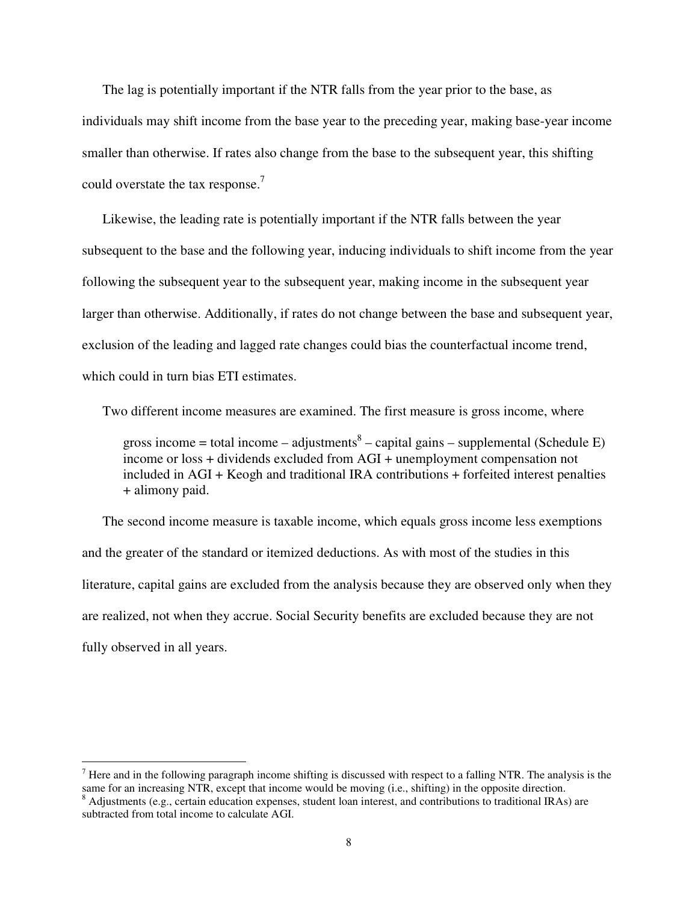The lag is potentially important if the NTR falls from the year prior to the base, as individuals may shift income from the base year to the preceding year, making base-year income smaller than otherwise. If rates also change from the base to the subsequent year, this shifting could overstate the tax response.[7]

Likewise, the leading rate is potentially important if the NTR falls between the year subsequent to the base and the following year, inducing individuals to shift income from the year following the subsequent year to the subsequent year, making income in the subsequent year larger than otherwise. Additionally, if rates do not change between the base and subsequent year, exclusion of the leading and lagged rate changes could bias the counterfactual income trend, which could in turn bias ETI estimates.

Two different income measures are examined. The first measure is gross income, where

> gross income = total income – adjustments[8] – capital gains – supplemental (Schedule E) income or loss + dividends excluded from AGI + unemployment compensation not included in AGI + Keogh and traditional IRA contributions + forfeited interest penalties + alimony paid.

The second income measure is taxable income, which equals gross income less exemptions and the greater of the standard or itemized deductions. As with most of the studies in this literature, capital gains are excluded from the analysis because they are observed only when they are realized, not when they accrue. Social Security benefits are excluded because they are not fully observed in all years.

---

[7] Here and in the following paragraph income shifting is discussed with respect to a falling NTR. The analysis is the same for an increasing NTR, except that income would be moving (i.e., shifting) in the opposite direction.

[8] Adjustments (e.g., certain education expenses, student loan interest, and contributions to traditional IRAs) are subtracted from total income to calculate AGI.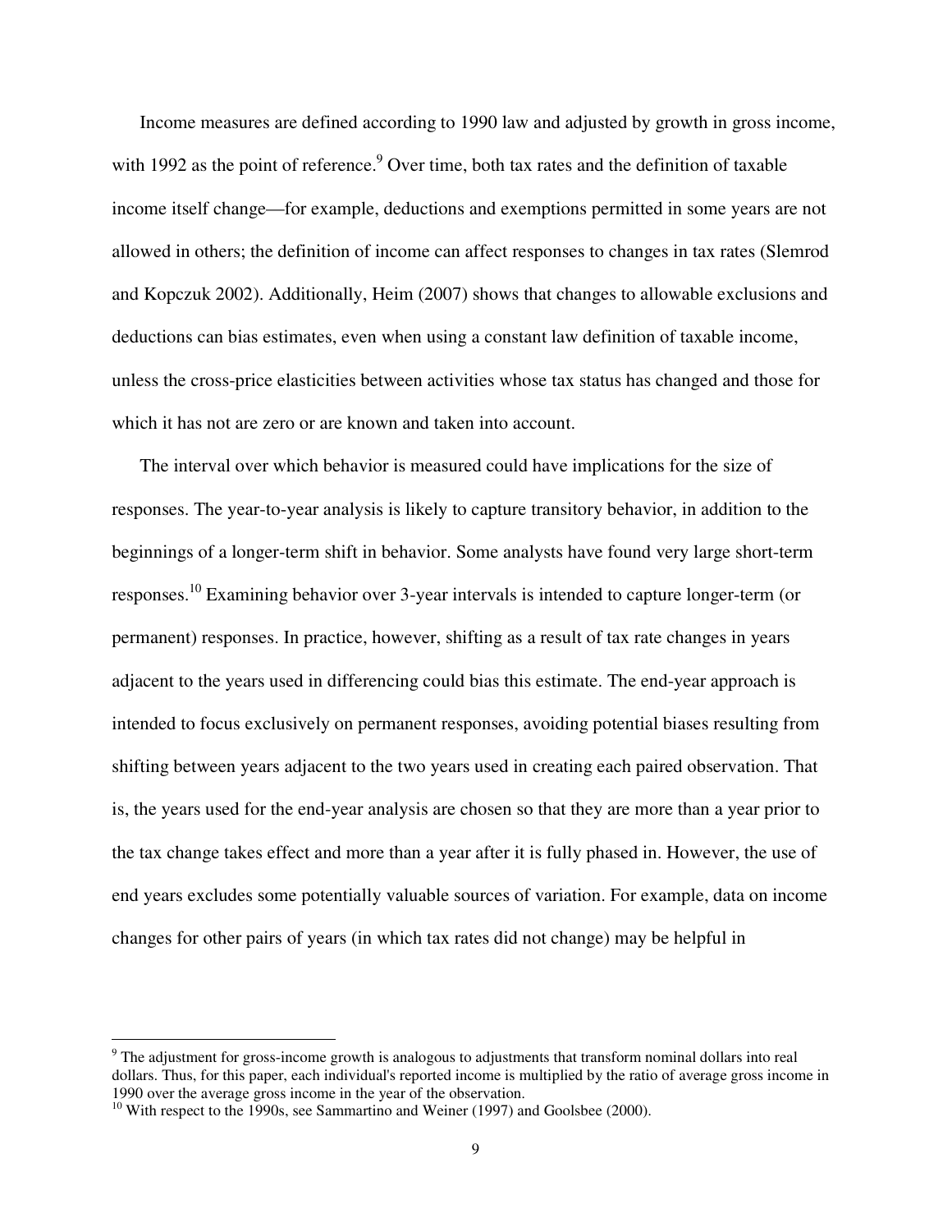Income measures are defined according to 1990 law and adjusted by growth in gross income, with 1992 as the point of reference.[9] Over time, both tax rates and the definition of taxable income itself change—for example, deductions and exemptions permitted in some years are not allowed in others; the definition of income can affect responses to changes in tax rates (Slemrod and Kopczuk 2002). Additionally, Heim (2007) shows that changes to allowable exclusions and deductions can bias estimates, even when using a constant law definition of taxable income, unless the cross-price elasticities between activities whose tax status has changed and those for which it has not are zero or are known and taken into account.

The interval over which behavior is measured could have implications for the size of responses. The year-to-year analysis is likely to capture transitory behavior, in addition to the beginnings of a longer-term shift in behavior. Some analysts have found very large short-term responses.[10] Examining behavior over 3-year intervals is intended to capture longer-term (or permanent) responses. In practice, however, shifting as a result of tax rate changes in years adjacent to the years used in differencing could bias this estimate. The end-year approach is intended to focus exclusively on permanent responses, avoiding potential biases resulting from shifting between years adjacent to the two years used in creating each paired observation. That is, the years used for the end-year analysis are chosen so that they are more than a year prior to the tax change takes effect and more than a year after it is fully phased in. However, the use of end years excludes some potentially valuable sources of variation. For example, data on income changes for other pairs of years (in which tax rates did not change) may be helpful in

---

[9] The adjustment for gross-income growth is analogous to adjustments that transform nominal dollars into real dollars. Thus, for this paper, each individual's reported income is multiplied by the ratio of average gross income in 1990 over the average gross income in the year of the observation.

[10] With respect to the 1990s, see Sammartino and Weiner (1997) and Goolsbee (2000).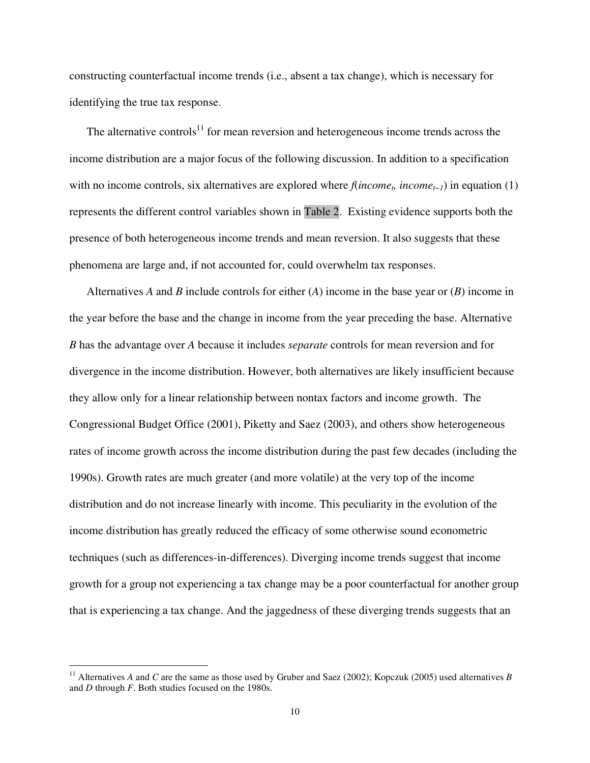constructing counterfactual income trends (i.e., absent a tax change), which is necessary for identifying the true tax response.

The alternative controls[11] for mean reversion and heterogeneous income trends across the income distribution are a major focus of the following discussion. In addition to a specification with no income controls, six alternatives are explored where $f(income_t, income_{t-1})$ in equation (1) represents the different control variables shown in Table 2. Existing evidence supports both the presence of both heterogeneous income trends and mean reversion. It also suggests that these phenomena are large and, if not accounted for, could overwhelm tax responses.

Alternatives *A* and *B* include controls for either (*A*) income in the base year or (*B*) income in the year before the base and the change in income from the year preceding the base. Alternative *B* has the advantage over *A* because it includes *separate* controls for mean reversion and for divergence in the income distribution. However, both alternatives are likely insufficient because they allow only for a linear relationship between nontax factors and income growth. The Congressional Budget Office (2001), Piketty and Saez (2003), and others show heterogeneous rates of income growth across the income distribution during the past few decades (including the 1990s). Growth rates are much greater (and more volatile) at the very top of the income distribution and do not increase linearly with income. This peculiarity in the evolution of the income distribution has greatly reduced the efficacy of some otherwise sound econometric techniques (such as differences-in-differences). Diverging income trends suggest that income growth for a group not experiencing a tax change may be a poor counterfactual for another group that is experiencing a tax change. And the jaggedness of these diverging trends suggests that an

[11] Alternatives *A* and *C* are the same as those used by Gruber and Saez (2002); Kopczuk (2005) used alternatives *B* and *D* through *F*. Both studies focused on the 1980s.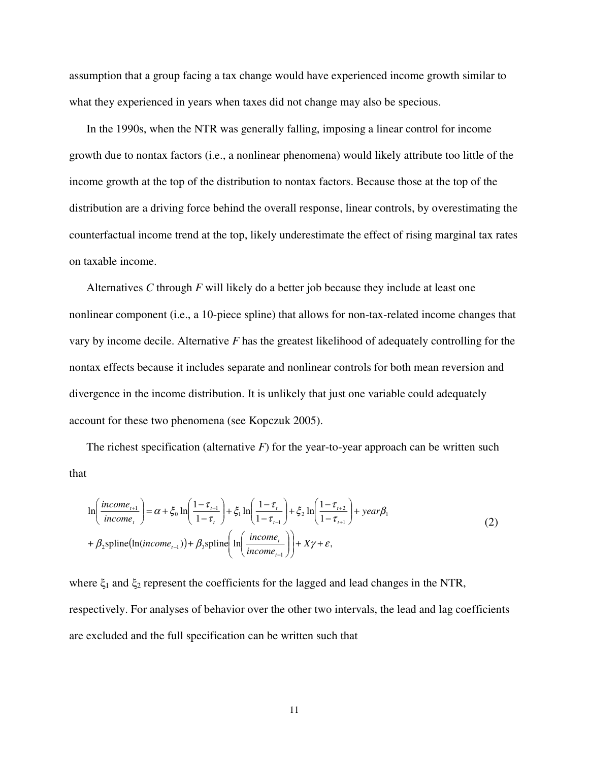assumption that a group facing a tax change would have experienced income growth similar to what they experienced in years when taxes did not change may also be specious.

In the 1990s, when the NTR was generally falling, imposing a linear control for income growth due to nontax factors (i.e., a nonlinear phenomena) would likely attribute too little of the income growth at the top of the distribution to nontax factors. Because those at the top of the distribution are a driving force behind the overall response, linear controls, by overestimating the counterfactual income trend at the top, likely underestimate the effect of rising marginal tax rates on taxable income.

Alternatives *C* through *F* will likely do a better job because they include at least one nonlinear component (i.e., a 10-piece spline) that allows for non-tax-related income changes that vary by income decile. Alternative *F* has the greatest likelihood of adequately controlling for the nontax effects because it includes separate and nonlinear controls for both mean reversion and divergence in the income distribution. It is unlikely that just one variable could adequately account for these two phenomena (see Kopczuk 2005).

The richest specification (alternative *F*) for the year-to-year approach can be written such that

$$
\begin{aligned}
\ln\left(\frac{income_{t+1}}{income_t}\right) &= \alpha + \xi_0 \ln\left(\frac{1-\tau_{t+1}}{1-\tau_t}\right) + \xi_1 \ln\left(\frac{1-\tau_t}{1-\tau_{t-1}}\right) + \xi_2 \ln\left(\frac{1-\tau_{t+2}}{1-\tau_{t+1}}\right) + year\beta_1 \\
&+ \beta_2 \text{spline}\left(\ln(income_{t-1})\right) + \beta_3 \text{spline}\left(\ln\left(\frac{income_t}{income_{t-1}}\right)\right) + X\gamma + \varepsilon,
\end{aligned} \tag{2}
$$

where $\xi_1$ and $\xi_2$ represent the coefficients for the lagged and lead changes in the NTR, respectively. For analyses of behavior over the other two intervals, the lead and lag coefficients are excluded and the full specification can be written such that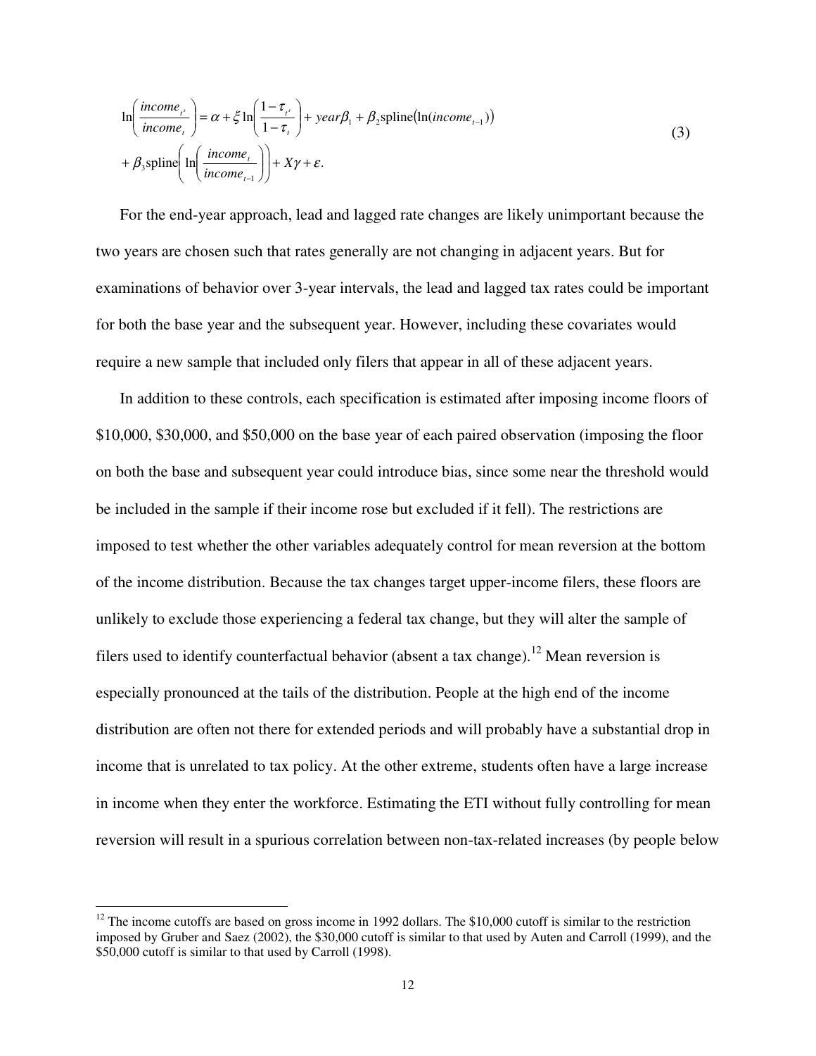$$
\ln\left(\frac{income_{t^s}}{income_t}\right) = \alpha + \xi \ln\left(\frac{1-\tau_{t^s}}{1-\tau_t}\right) + year\beta_1 + \beta_2 \text{spline}\left(\ln(income_{t-1})\right) \\
+ \beta_3 \text{spline}\left(\ln\left(\frac{income_t}{income_{t-1}}\right)\right) + X\gamma + \varepsilon. \tag{3}
$$

For the end-year approach, lead and lagged rate changes are likely unimportant because the two years are chosen such that rates generally are not changing in adjacent years. But for examinations of behavior over 3-year intervals, the lead and lagged tax rates could be important for both the base year and the subsequent year. However, including these covariates would require a new sample that included only filers that appear in all of these adjacent years.

In addition to these controls, each specification is estimated after imposing income floors of \$10,000, \$30,000, and \$50,000 on the base year of each paired observation (imposing the floor on both the base and subsequent year could introduce bias, since some near the threshold would be included in the sample if their income rose but excluded if it fell). The restrictions are imposed to test whether the other variables adequately control for mean reversion at the bottom of the income distribution. Because the tax changes target upper-income filers, these floors are unlikely to exclude those experiencing a federal tax change, but they will alter the sample of filers used to identify counterfactual behavior (absent a tax change).[12] Mean reversion is especially pronounced at the tails of the distribution. People at the high end of the income distribution are often not there for extended periods and will probably have a substantial drop in income that is unrelated to tax policy. At the other extreme, students often have a large increase in income when they enter the workforce. Estimating the ETI without fully controlling for mean reversion will result in a spurious correlation between non-tax-related increases (by people below

[12] The income cutoffs are based on gross income in 1992 dollars. The \$10,000 cutoff is similar to the restriction imposed by Gruber and Saez (2002), the \$30,000 cutoff is similar to that used by Auten and Carroll (1999), and the \$50,000 cutoff is similar to that used by Carroll (1998).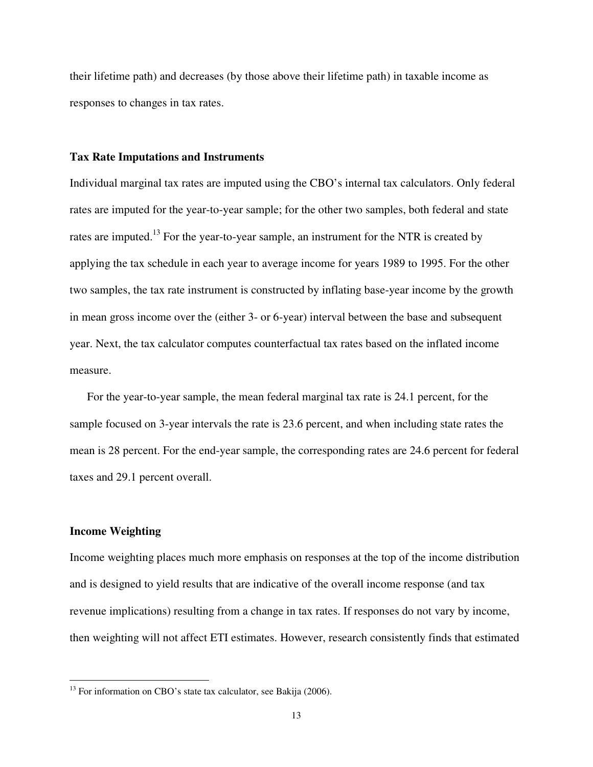their lifetime path) and decreases (by those above their lifetime path) in taxable income as responses to changes in tax rates.

### Tax Rate Imputations and Instruments

Individual marginal tax rates are imputed using the CBO's internal tax calculators. Only federal rates are imputed for the year-to-year sample; for the other two samples, both federal and state rates are imputed.[13] For the year-to-year sample, an instrument for the NTR is created by applying the tax schedule in each year to average income for years 1989 to 1995. For the other two samples, the tax rate instrument is constructed by inflating base-year income by the growth in mean gross income over the (either 3- or 6-year) interval between the base and subsequent year. Next, the tax calculator computes counterfactual tax rates based on the inflated income measure.

For the year-to-year sample, the mean federal marginal tax rate is 24.1 percent, for the sample focused on 3-year intervals the rate is 23.6 percent, and when including state rates the mean is 28 percent. For the end-year sample, the corresponding rates are 24.6 percent for federal taxes and 29.1 percent overall.

### Income Weighting

Income weighting places much more emphasis on responses at the top of the income distribution and is designed to yield results that are indicative of the overall income response (and tax revenue implications) resulting from a change in tax rates. If responses do not vary by income, then weighting will not affect ETI estimates. However, research consistently finds that estimated

[13] For information on CBO's state tax calculator, see Bakija (2006).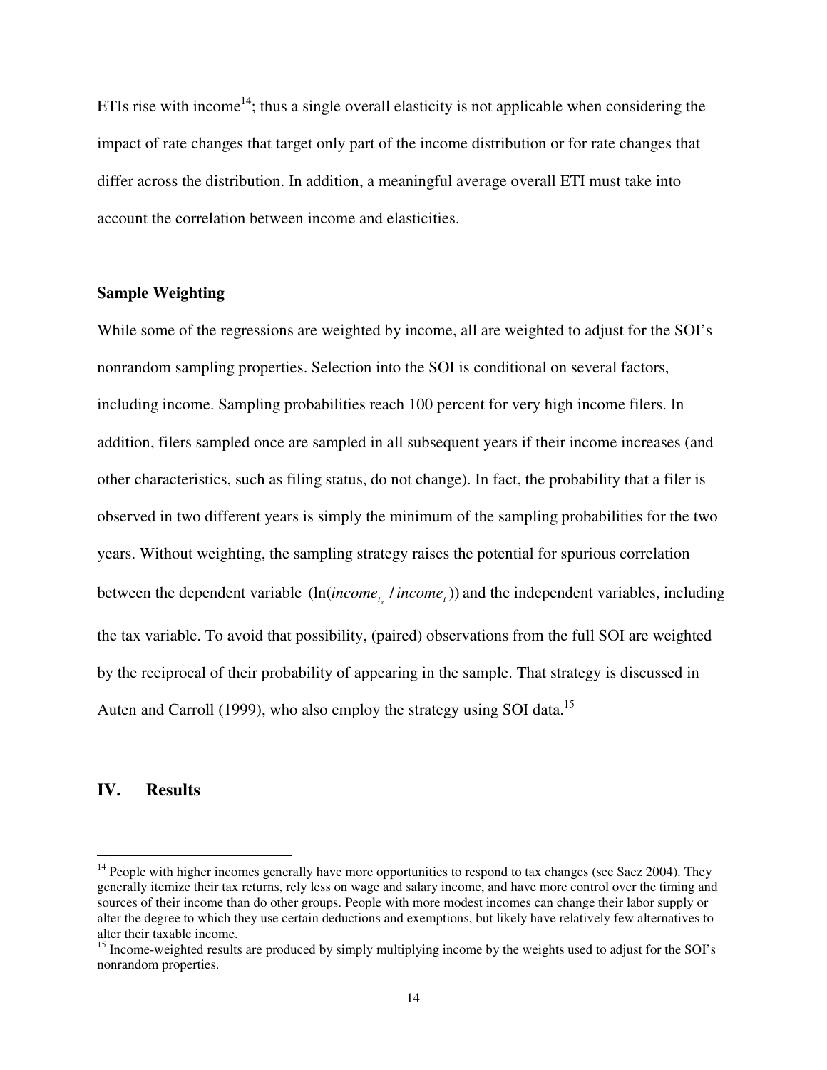ETIs rise with income[14]; thus a single overall elasticity is not applicable when considering the impact of rate changes that target only part of the income distribution or for rate changes that differ across the distribution. In addition, a meaningful average overall ETI must take into account the correlation between income and elasticities.

**Sample Weighting**

While some of the regressions are weighted by income, all are weighted to adjust for the SOI's nonrandom sampling properties. Selection into the SOI is conditional on several factors, including income. Sampling probabilities reach 100 percent for very high income filers. In addition, filers sampled once are sampled in all subsequent years if their income increases (and other characteristics, such as filing status, do not change). In fact, the probability that a filer is observed in two different years is simply the minimum of the sampling probabilities for the two years. Without weighting, the sampling strategy raises the potential for spurious correlation between the dependent variable $(\ln(income_{t_s} / income_t))$ and the independent variables, including the tax variable. To avoid that possibility, (paired) observations from the full SOI are weighted by the reciprocal of their probability of appearing in the sample. That strategy is discussed in Auten and Carroll (1999), who also employ the strategy using SOI data.[15]

## IV. Results

[14] People with higher incomes generally have more opportunities to respond to tax changes (see Saez 2004). They generally itemize their tax returns, rely less on wage and salary income, and have more control over the timing and sources of their income than do other groups. People with more modest incomes can change their labor supply or alter the degree to which they use certain deductions and exemptions, but likely have relatively few alternatives to alter their taxable income.

[15] Income-weighted results are produced by simply multiplying income by the weights used to adjust for the SOI's nonrandom properties.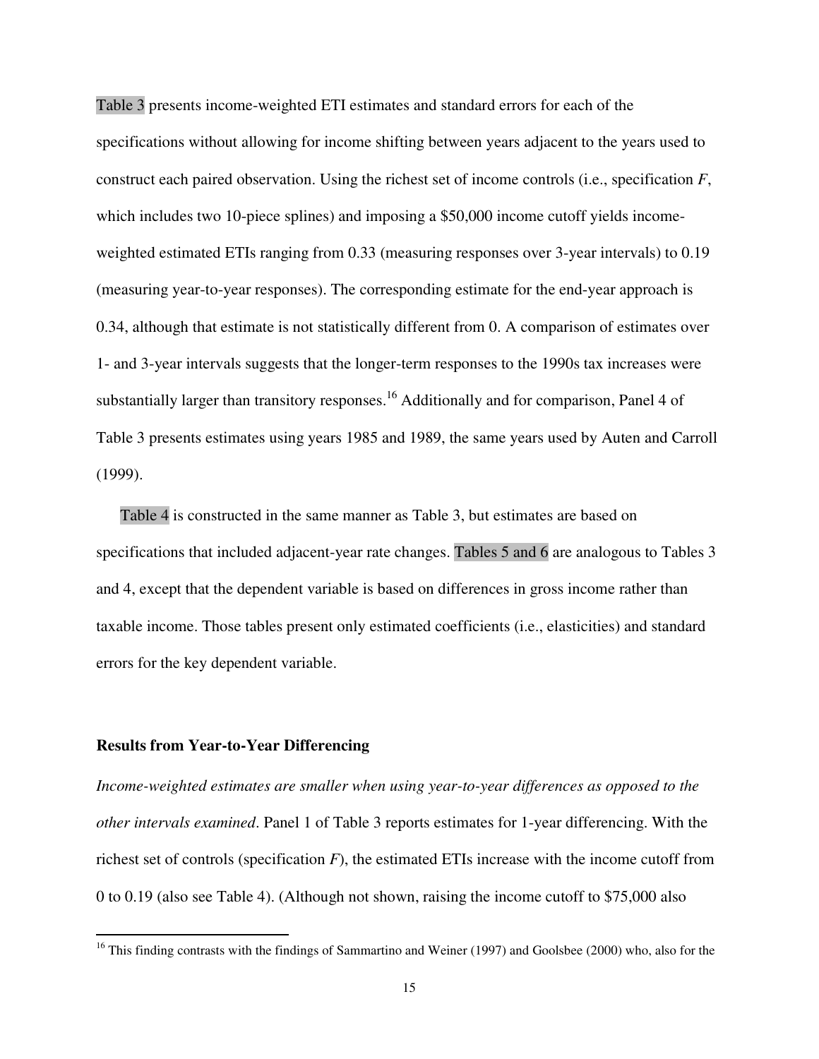Table 3 presents income-weighted ETI estimates and standard errors for each of the specifications without allowing for income shifting between years adjacent to the years used to construct each paired observation. Using the richest set of income controls (i.e., specification *F*, which includes two 10-piece splines) and imposing a $50,000 income cutoff yields income-weighted estimated ETIs ranging from 0.33 (measuring responses over 3-year intervals) to 0.19 (measuring year-to-year responses). The corresponding estimate for the end-year approach is 0.34, although that estimate is not statistically different from 0. A comparison of estimates over 1- and 3-year intervals suggests that the longer-term responses to the 1990s tax increases were substantially larger than transitory responses.[16] Additionally and for comparison, Panel 4 of Table 3 presents estimates using years 1985 and 1989, the same years used by Auten and Carroll (1999).

Table 4 is constructed in the same manner as Table 3, but estimates are based on specifications that included adjacent-year rate changes. Tables 5 and 6 are analogous to Tables 3 and 4, except that the dependent variable is based on differences in gross income rather than taxable income. Those tables present only estimated coefficients (i.e., elasticities) and standard errors for the key dependent variable.

**Results from Year-to-Year Differencing**

*Income-weighted estimates are smaller when using year-to-year differences as opposed to the other intervals examined*. Panel 1 of Table 3 reports estimates for 1-year differencing. With the richest set of controls (specification *F*), the estimated ETIs increase with the income cutoff from 0 to 0.19 (also see Table 4). (Although not shown, raising the income cutoff to $75,000 also

[16] This finding contrasts with the findings of Sammartino and Weiner (1997) and Goolsbee (2000) who, also for the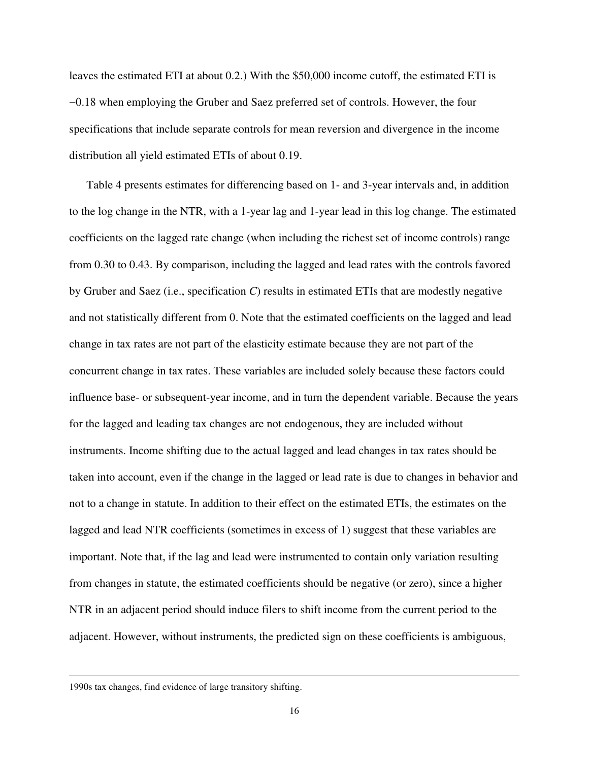leaves the estimated ETI at about 0.2.) With the $50,000 income cutoff, the estimated ETI is −0.18 when employing the Gruber and Saez preferred set of controls. However, the four specifications that include separate controls for mean reversion and divergence in the income distribution all yield estimated ETIs of about 0.19.

Table 4 presents estimates for differencing based on 1- and 3-year intervals and, in addition to the log change in the NTR, with a 1-year lag and 1-year lead in this log change. The estimated coefficients on the lagged rate change (when including the richest set of income controls) range from 0.30 to 0.43. By comparison, including the lagged and lead rates with the controls favored by Gruber and Saez (i.e., specification *C*) results in estimated ETIs that are modestly negative and not statistically different from 0. Note that the estimated coefficients on the lagged and lead change in tax rates are not part of the elasticity estimate because they are not part of the concurrent change in tax rates. These variables are included solely because these factors could influence base- or subsequent-year income, and in turn the dependent variable. Because the years for the lagged and leading tax changes are not endogenous, they are included without instruments. Income shifting due to the actual lagged and lead changes in tax rates should be taken into account, even if the change in the lagged or lead rate is due to changes in behavior and not to a change in statute. In addition to their effect on the estimated ETIs, the estimates on the lagged and lead NTR coefficients (sometimes in excess of 1) suggest that these variables are important. Note that, if the lag and lead were instrumented to contain only variation resulting from changes in statute, the estimated coefficients should be negative (or zero), since a higher NTR in an adjacent period should induce filers to shift income from the current period to the adjacent. However, without instruments, the predicted sign on these coefficients is ambiguous,

1990s tax changes, find evidence of large transitory shifting.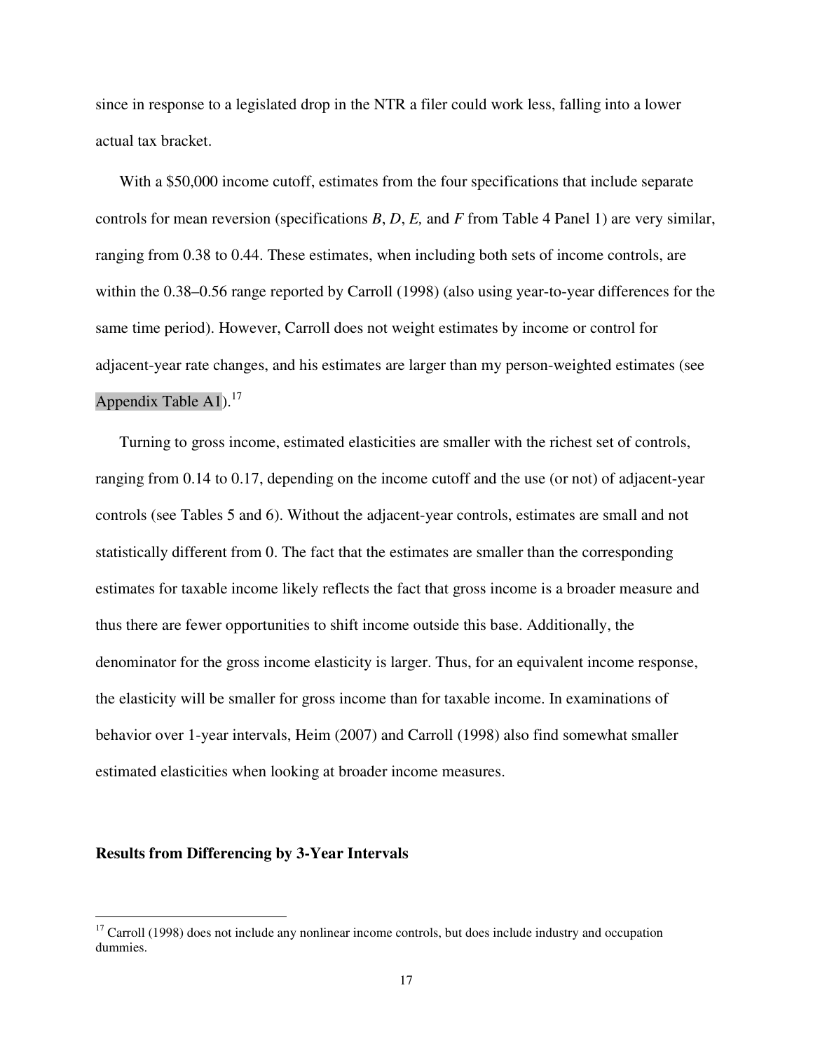since in response to a legislated drop in the NTR a filer could work less, falling into a lower actual tax bracket.

With a $50,000 income cutoff, estimates from the four specifications that include separate controls for mean reversion (specifications *B*, *D*, *E,* and *F* from Table 4 Panel 1) are very similar, ranging from 0.38 to 0.44. These estimates, when including both sets of income controls, are within the 0.38–0.56 range reported by Carroll (1998) (also using year-to-year differences for the same time period). However, Carroll does not weight estimates by income or control for adjacent-year rate changes, and his estimates are larger than my person-weighted estimates (see Appendix Table A1).[17]

Turning to gross income, estimated elasticities are smaller with the richest set of controls, ranging from 0.14 to 0.17, depending on the income cutoff and the use (or not) of adjacent-year controls (see Tables 5 and 6). Without the adjacent-year controls, estimates are small and not statistically different from 0. The fact that the estimates are smaller than the corresponding estimates for taxable income likely reflects the fact that gross income is a broader measure and thus there are fewer opportunities to shift income outside this base. Additionally, the denominator for the gross income elasticity is larger. Thus, for an equivalent income response, the elasticity will be smaller for gross income than for taxable income. In examinations of behavior over 1-year intervals, Heim (2007) and Carroll (1998) also find somewhat smaller estimated elasticities when looking at broader income measures.

**Results from Differencing by 3-Year Intervals**

---

[17] Carroll (1998) does not include any nonlinear income controls, but does include industry and occupation dummies.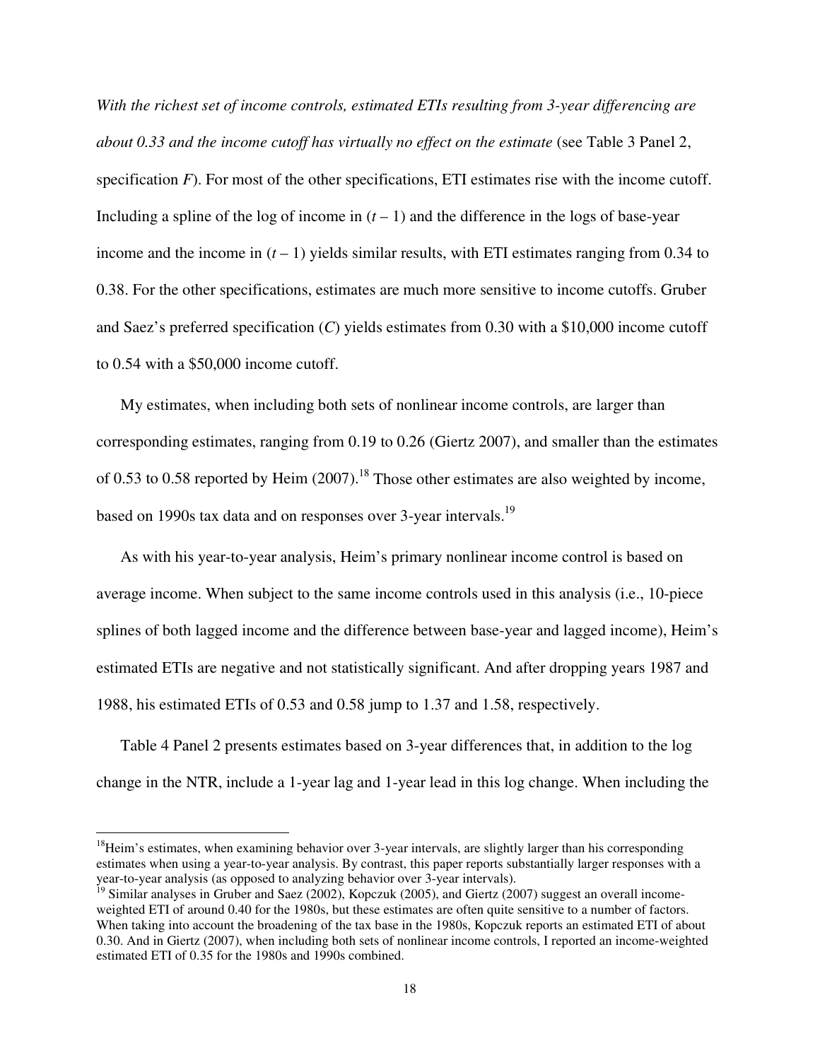*With the richest set of income controls, estimated ETIs resulting from 3-year differencing are about 0.33 and the income cutoff has virtually no effect on the estimate* (see Table 3 Panel 2, specification *F*). For most of the other specifications, ETI estimates rise with the income cutoff. Including a spline of the log of income in $(t-1)$ and the difference in the logs of base-year income and the income in $(t-1)$ yields similar results, with ETI estimates ranging from 0.34 to 0.38. For the other specifications, estimates are much more sensitive to income cutoffs. Gruber and Saez's preferred specification (*C*) yields estimates from 0.30 with a $10,000 income cutoff to 0.54 with a $50,000 income cutoff.

My estimates, when including both sets of nonlinear income controls, are larger than corresponding estimates, ranging from 0.19 to 0.26 (Giertz 2007), and smaller than the estimates of 0.53 to 0.58 reported by Heim (2007).[18] Those other estimates are also weighted by income, based on 1990s tax data and on responses over 3-year intervals.[19]

As with his year-to-year analysis, Heim's primary nonlinear income control is based on average income. When subject to the same income controls used in this analysis (i.e., 10-piece splines of both lagged income and the difference between base-year and lagged income), Heim's estimated ETIs are negative and not statistically significant. And after dropping years 1987 and 1988, his estimated ETIs of 0.53 and 0.58 jump to 1.37 and 1.58, respectively.

Table 4 Panel 2 presents estimates based on 3-year differences that, in addition to the log change in the NTR, include a 1-year lag and 1-year lead in this log change. When including the

---

[18]Heim's estimates, when examining behavior over 3-year intervals, are slightly larger than his corresponding estimates when using a year-to-year analysis. By contrast, this paper reports substantially larger responses with a year-to-year analysis (as opposed to analyzing behavior over 3-year intervals).

[19] Similar analyses in Gruber and Saez (2002), Kopczuk (2005), and Giertz (2007) suggest an overall income-weighted ETI of around 0.40 for the 1980s, but these estimates are often quite sensitive to a number of factors. When taking into account the broadening of the tax base in the 1980s, Kopczuk reports an estimated ETI of about 0.30. And in Giertz (2007), when including both sets of nonlinear income controls, I reported an income-weighted estimated ETI of 0.35 for the 1980s and 1990s combined.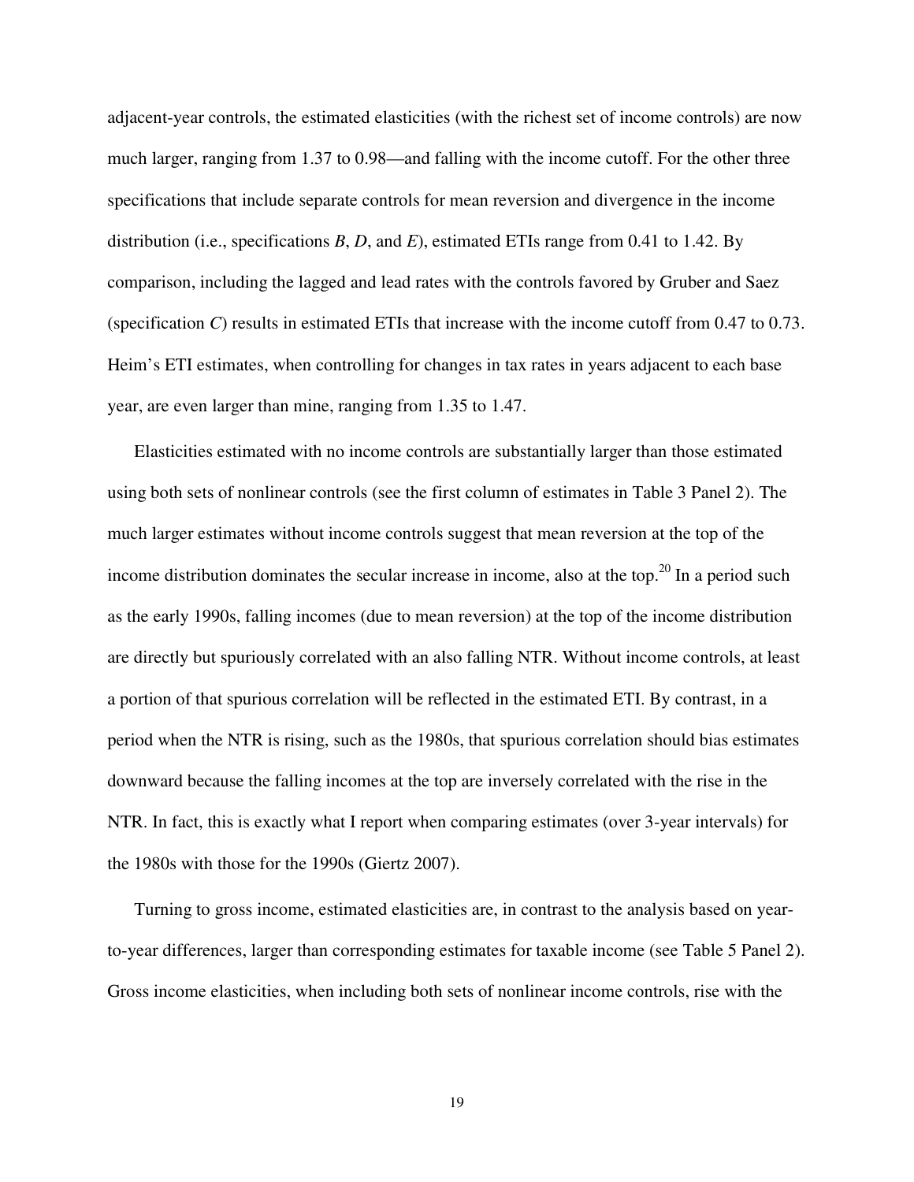adjacent-year controls, the estimated elasticities (with the richest set of income controls) are now much larger, ranging from 1.37 to 0.98—and falling with the income cutoff. For the other three specifications that include separate controls for mean reversion and divergence in the income distribution (i.e., specifications *B*, *D*, and *E*), estimated ETIs range from 0.41 to 1.42. By comparison, including the lagged and lead rates with the controls favored by Gruber and Saez (specification *C*) results in estimated ETIs that increase with the income cutoff from 0.47 to 0.73. Heim's ETI estimates, when controlling for changes in tax rates in years adjacent to each base year, are even larger than mine, ranging from 1.35 to 1.47.

Elasticities estimated with no income controls are substantially larger than those estimated using both sets of nonlinear controls (see the first column of estimates in Table 3 Panel 2). The much larger estimates without income controls suggest that mean reversion at the top of the income distribution dominates the secular increase in income, also at the top.[20] In a period such as the early 1990s, falling incomes (due to mean reversion) at the top of the income distribution are directly but spuriously correlated with an also falling NTR. Without income controls, at least a portion of that spurious correlation will be reflected in the estimated ETI. By contrast, in a period when the NTR is rising, such as the 1980s, that spurious correlation should bias estimates downward because the falling incomes at the top are inversely correlated with the rise in the NTR. In fact, this is exactly what I report when comparing estimates (over 3-year intervals) for the 1980s with those for the 1990s (Giertz 2007).

Turning to gross income, estimated elasticities are, in contrast to the analysis based on year-to-year differences, larger than corresponding estimates for taxable income (see Table 5 Panel 2). Gross income elasticities, when including both sets of nonlinear income controls, rise with the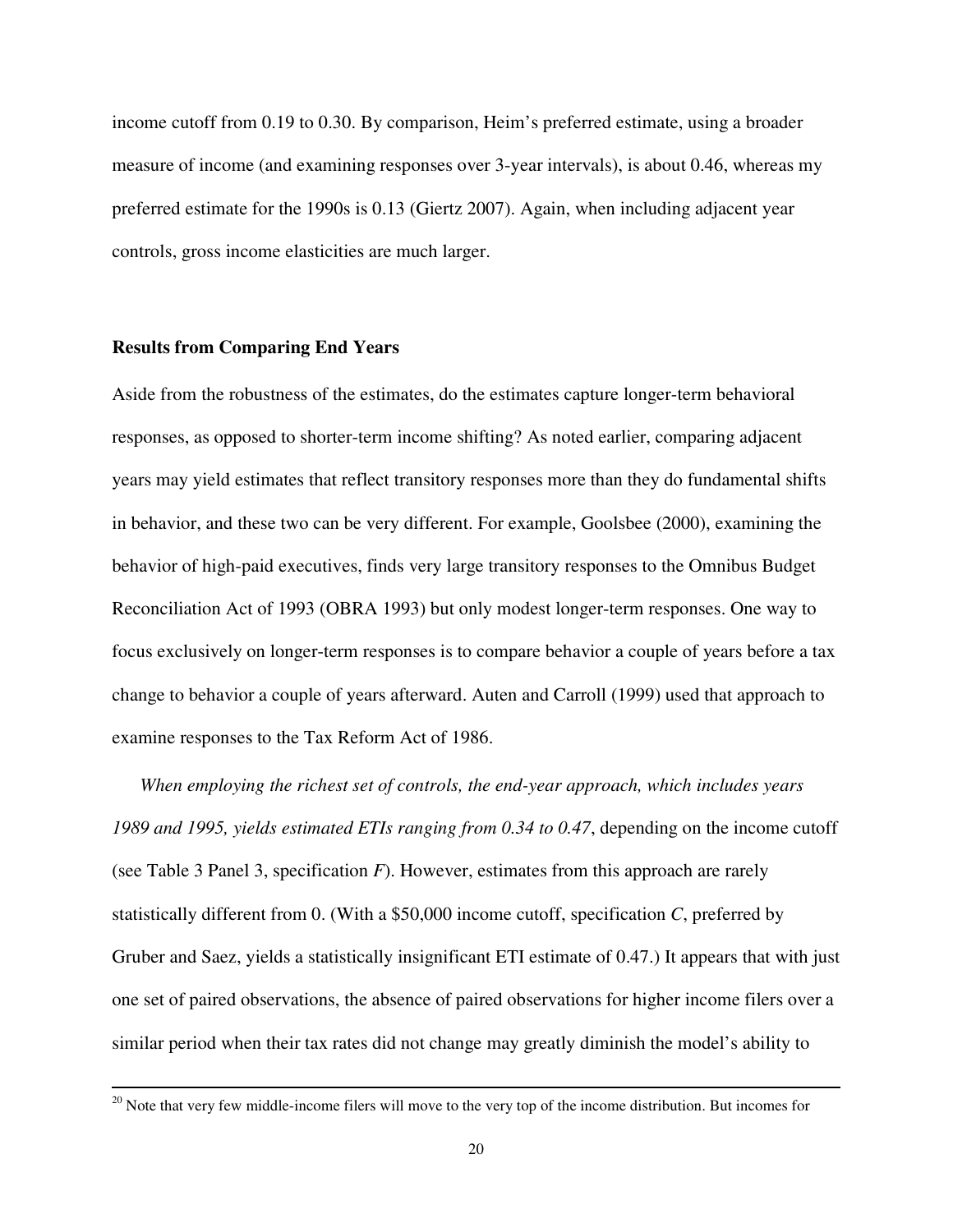income cutoff from 0.19 to 0.30. By comparison, Heim's preferred estimate, using a broader measure of income (and examining responses over 3-year intervals), is about 0.46, whereas my preferred estimate for the 1990s is 0.13 (Giertz 2007). Again, when including adjacent year controls, gross income elasticities are much larger.

### Results from Comparing End Years

Aside from the robustness of the estimates, do the estimates capture longer-term behavioral responses, as opposed to shorter-term income shifting? As noted earlier, comparing adjacent years may yield estimates that reflect transitory responses more than they do fundamental shifts in behavior, and these two can be very different. For example, Goolsbee (2000), examining the behavior of high-paid executives, finds very large transitory responses to the Omnibus Budget Reconciliation Act of 1993 (OBRA 1993) but only modest longer-term responses. One way to focus exclusively on longer-term responses is to compare behavior a couple of years before a tax change to behavior a couple of years afterward. Auten and Carroll (1999) used that approach to examine responses to the Tax Reform Act of 1986.

*When employing the richest set of controls, the end-year approach, which includes years 1989 and 1995, yields estimated ETIs ranging from 0.34 to 0.47*, depending on the income cutoff (see Table 3 Panel 3, specification *F*). However, estimates from this approach are rarely statistically different from 0. (With a \$50,000 income cutoff, specification *C*, preferred by Gruber and Saez, yields a statistically insignificant ETI estimate of 0.47.) It appears that with just one set of paired observations, the absence of paired observations for higher income filers over a similar period when their tax rates did not change may greatly diminish the model's ability to

[20] Note that very few middle-income filers will move to the very top of the income distribution. But incomes for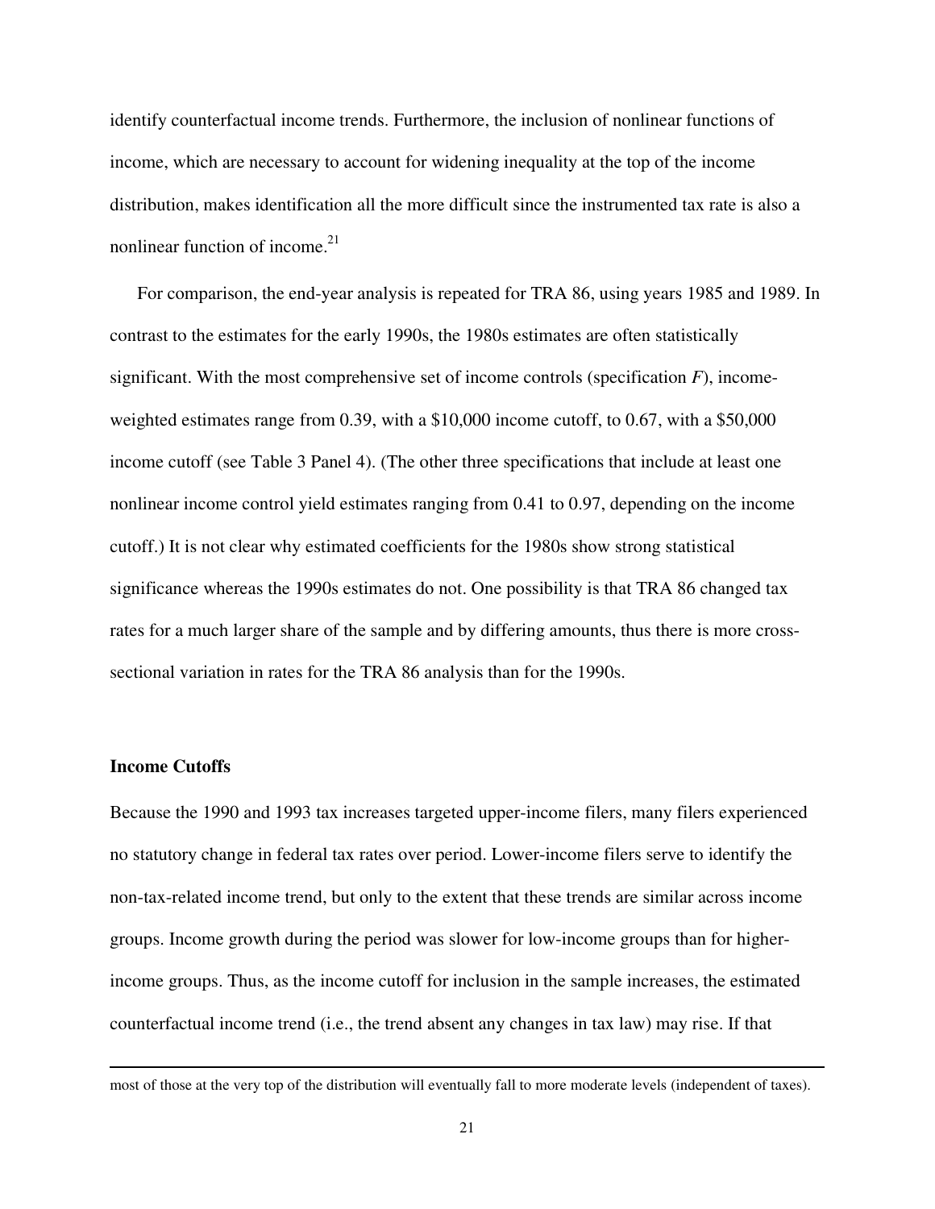identify counterfactual income trends. Furthermore, the inclusion of nonlinear functions of income, which are necessary to account for widening inequality at the top of the income distribution, makes identification all the more difficult since the instrumented tax rate is also a nonlinear function of income.[21]

For comparison, the end-year analysis is repeated for TRA 86, using years 1985 and 1989. In contrast to the estimates for the early 1990s, the 1980s estimates are often statistically significant. With the most comprehensive set of income controls (specification *F*), income-weighted estimates range from 0.39, with a $10,000 income cutoff, to 0.67, with a $50,000 income cutoff (see Table 3 Panel 4). (The other three specifications that include at least one nonlinear income control yield estimates ranging from 0.41 to 0.97, depending on the income cutoff.) It is not clear why estimated coefficients for the 1980s show strong statistical significance whereas the 1990s estimates do not. One possibility is that TRA 86 changed tax rates for a much larger share of the sample and by differing amounts, thus there is more cross-sectional variation in rates for the TRA 86 analysis than for the 1990s.

**Income Cutoffs**

Because the 1990 and 1993 tax increases targeted upper-income filers, many filers experienced no statutory change in federal tax rates over period. Lower-income filers serve to identify the non-tax-related income trend, but only to the extent that these trends are similar across income groups. Income growth during the period was slower for low-income groups than for higher-income groups. Thus, as the income cutoff for inclusion in the sample increases, the estimated counterfactual income trend (i.e., the trend absent any changes in tax law) may rise. If that

---

most of those at the very top of the distribution will eventually fall to more moderate levels (independent of taxes).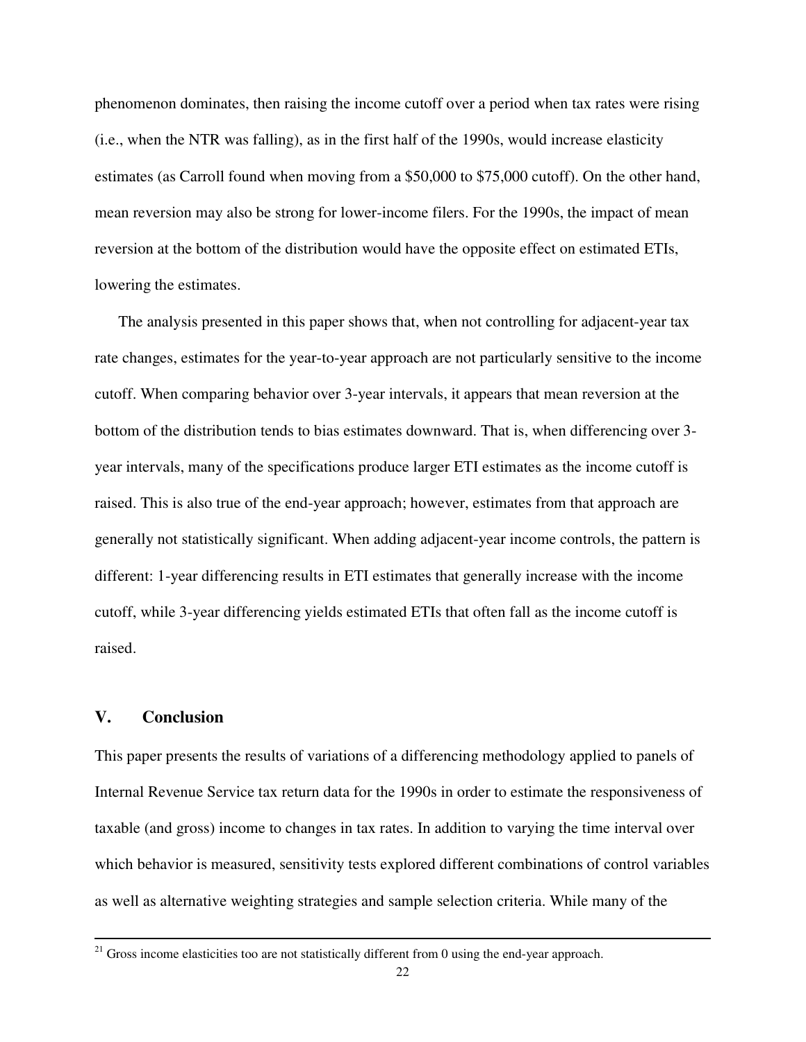phenomenon dominates, then raising the income cutoff over a period when tax rates were rising (i.e., when the NTR was falling), as in the first half of the 1990s, would increase elasticity estimates (as Carroll found when moving from a $50,000 to $75,000 cutoff). On the other hand, mean reversion may also be strong for lower-income filers. For the 1990s, the impact of mean reversion at the bottom of the distribution would have the opposite effect on estimated ETIs, lowering the estimates.

The analysis presented in this paper shows that, when not controlling for adjacent-year tax rate changes, estimates for the year-to-year approach are not particularly sensitive to the income cutoff. When comparing behavior over 3-year intervals, it appears that mean reversion at the bottom of the distribution tends to bias estimates downward. That is, when differencing over 3-year intervals, many of the specifications produce larger ETI estimates as the income cutoff is raised. This is also true of the end-year approach; however, estimates from that approach are generally not statistically significant. When adding adjacent-year income controls, the pattern is different: 1-year differencing results in ETI estimates that generally increase with the income cutoff, while 3-year differencing yields estimated ETIs that often fall as the income cutoff is raised.

## V. Conclusion

This paper presents the results of variations of a differencing methodology applied to panels of Internal Revenue Service tax return data for the 1990s in order to estimate the responsiveness of taxable (and gross) income to changes in tax rates. In addition to varying the time interval over which behavior is measured, sensitivity tests explored different combinations of control variables as well as alternative weighting strategies and sample selection criteria. While many of the

[21] Gross income elasticities too are not statistically different from 0 using the end-year approach.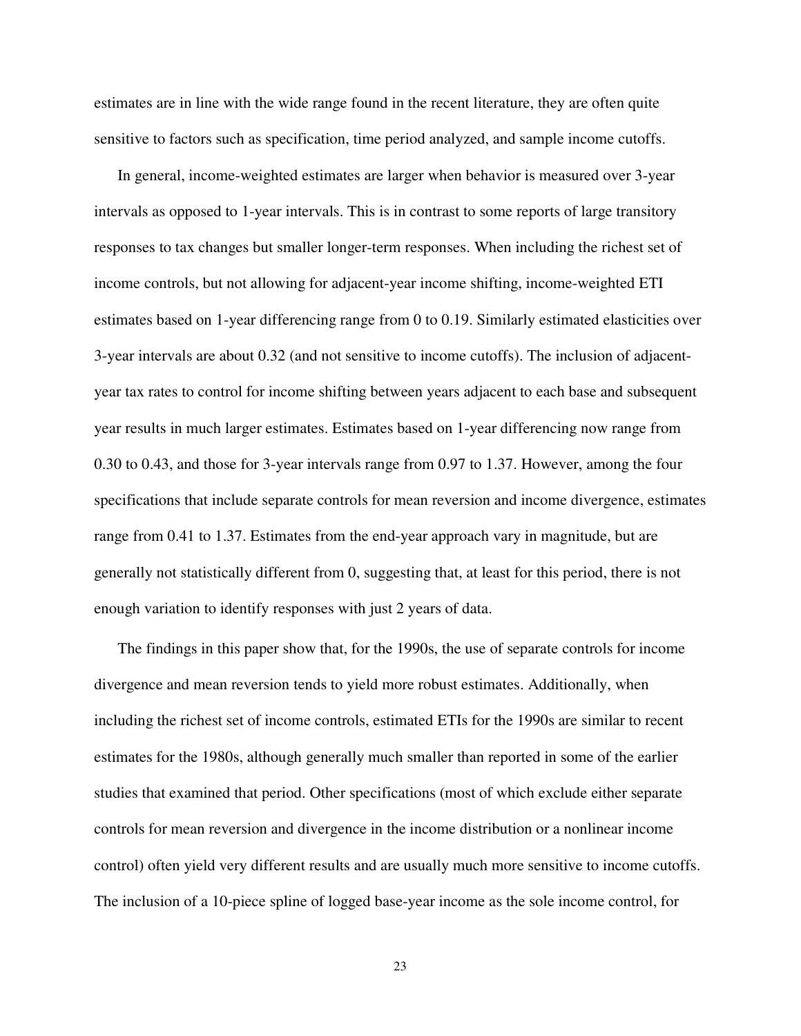estimates are in line with the wide range found in the recent literature, they are often quite sensitive to factors such as specification, time period analyzed, and sample income cutoffs.

In general, income-weighted estimates are larger when behavior is measured over 3-year intervals as opposed to 1-year intervals. This is in contrast to some reports of large transitory responses to tax changes but smaller longer-term responses. When including the richest set of income controls, but not allowing for adjacent-year income shifting, income-weighted ETI estimates based on 1-year differencing range from 0 to 0.19. Similarly estimated elasticities over 3-year intervals are about 0.32 (and not sensitive to income cutoffs). The inclusion of adjacent-year tax rates to control for income shifting between years adjacent to each base and subsequent year results in much larger estimates. Estimates based on 1-year differencing now range from 0.30 to 0.43, and those for 3-year intervals range from 0.97 to 1.37. However, among the four specifications that include separate controls for mean reversion and income divergence, estimates range from 0.41 to 1.37. Estimates from the end-year approach vary in magnitude, but are generally not statistically different from 0, suggesting that, at least for this period, there is not enough variation to identify responses with just 2 years of data.

The findings in this paper show that, for the 1990s, the use of separate controls for income divergence and mean reversion tends to yield more robust estimates. Additionally, when including the richest set of income controls, estimated ETIs for the 1990s are similar to recent estimates for the 1980s, although generally much smaller than reported in some of the earlier studies that examined that period. Other specifications (most of which exclude either separate controls for mean reversion and divergence in the income distribution or a nonlinear income control) often yield very different results and are usually much more sensitive to income cutoffs. The inclusion of a 10-piece spline of logged base-year income as the sole income control, for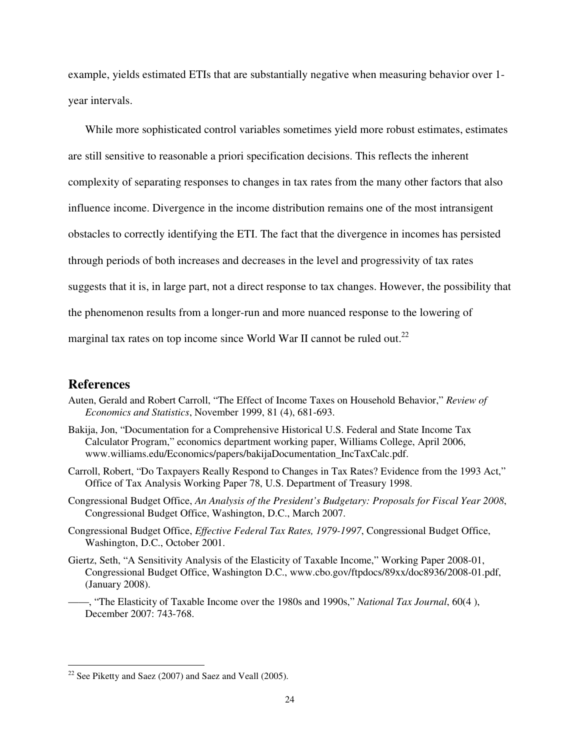example, yields estimated ETIs that are substantially negative when measuring behavior over 1-year intervals.

While more sophisticated control variables sometimes yield more robust estimates, estimates are still sensitive to reasonable a priori specification decisions. This reflects the inherent complexity of separating responses to changes in tax rates from the many other factors that also influence income. Divergence in the income distribution remains one of the most intransigent obstacles to correctly identifying the ETI. The fact that the divergence in incomes has persisted through periods of both increases and decreases in the level and progressivity of tax rates suggests that it is, in large part, not a direct response to tax changes. However, the possibility that the phenomenon results from a longer-run and more nuanced response to the lowering of marginal tax rates on top income since World War II cannot be ruled out.[22]

## References

Auten, Gerald and Robert Carroll, "The Effect of Income Taxes on Household Behavior," *Review of Economics and Statistics*, November 1999, 81 (4), 681-693.

Bakija, Jon, "Documentation for a Comprehensive Historical U.S. Federal and State Income Tax Calculator Program," economics department working paper, Williams College, April 2006, www.williams.edu/Economics/papers/bakijaDocumentation_IncTaxCalc.pdf.

Carroll, Robert, "Do Taxpayers Really Respond to Changes in Tax Rates? Evidence from the 1993 Act," Office of Tax Analysis Working Paper 78, U.S. Department of Treasury 1998.

Congressional Budget Office, *An Analysis of the President's Budgetary: Proposals for Fiscal Year 2008*, Congressional Budget Office, Washington, D.C., March 2007.

Congressional Budget Office, *Effective Federal Tax Rates, 1979-1997*, Congressional Budget Office, Washington, D.C., October 2001.

Giertz, Seth, "A Sensitivity Analysis of the Elasticity of Taxable Income," Working Paper 2008-01, Congressional Budget Office, Washington D.C., www.cbo.gov/ftpdocs/89xx/doc8936/2008-01.pdf, (January 2008).

——, "The Elasticity of Taxable Income over the 1980s and 1990s," *National Tax Journal*, 60(4 ), December 2007: 743-768.

[22] See Piketty and Saez (2007) and Saez and Veall (2005).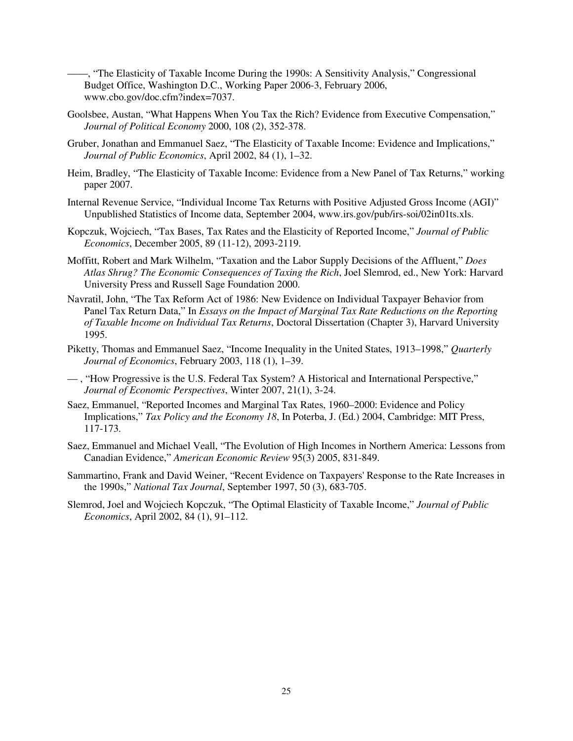——, "The Elasticity of Taxable Income During the 1990s: A Sensitivity Analysis," Congressional Budget Office, Washington D.C., Working Paper 2006-3, February 2006, www.cbo.gov/doc.cfm?index=7037.

Goolsbee, Austan, "What Happens When You Tax the Rich? Evidence from Executive Compensation," *Journal of Political Economy* 2000, 108 (2), 352-378.

Gruber, Jonathan and Emmanuel Saez, "The Elasticity of Taxable Income: Evidence and Implications," *Journal of Public Economics*, April 2002, 84 (1), 1–32.

Heim, Bradley, "The Elasticity of Taxable Income: Evidence from a New Panel of Tax Returns," working paper 2007.

Internal Revenue Service, "Individual Income Tax Returns with Positive Adjusted Gross Income (AGI)" Unpublished Statistics of Income data, September 2004, www.irs.gov/pub/irs-soi/02in01ts.xls.

Kopczuk, Wojciech, "Tax Bases, Tax Rates and the Elasticity of Reported Income," *Journal of Public Economics*, December 2005, 89 (11-12), 2093-2119.

Moffitt, Robert and Mark Wilhelm, "Taxation and the Labor Supply Decisions of the Affluent," *Does Atlas Shrug? The Economic Consequences of Taxing the Rich*, Joel Slemrod, ed., New York: Harvard University Press and Russell Sage Foundation 2000.

Navratil, John, "The Tax Reform Act of 1986: New Evidence on Individual Taxpayer Behavior from Panel Tax Return Data," In *Essays on the Impact of Marginal Tax Rate Reductions on the Reporting of Taxable Income on Individual Tax Returns*, Doctoral Dissertation (Chapter 3), Harvard University 1995.

Piketty, Thomas and Emmanuel Saez, "Income Inequality in the United States, 1913–1998," *Quarterly Journal of Economics*, February 2003, 118 (1), 1–39.

— , "How Progressive is the U.S. Federal Tax System? A Historical and International Perspective," *Journal of Economic Perspectives*, Winter 2007, 21(1), 3-24.

Saez, Emmanuel, "Reported Incomes and Marginal Tax Rates, 1960–2000: Evidence and Policy Implications," *Tax Policy and the Economy 18*, In Poterba, J. (Ed.) 2004, Cambridge: MIT Press, 117-173.

Saez, Emmanuel and Michael Veall, "The Evolution of High Incomes in Northern America: Lessons from Canadian Evidence," *American Economic Review* 95(3) 2005, 831-849.

Sammartino, Frank and David Weiner, "Recent Evidence on Taxpayers' Response to the Rate Increases in the 1990s," *National Tax Journal*, September 1997, 50 (3), 683-705.

Slemrod, Joel and Wojciech Kopczuk, "The Optimal Elasticity of Taxable Income," *Journal of Public Economics*, April 2002, 84 (1), 91–112.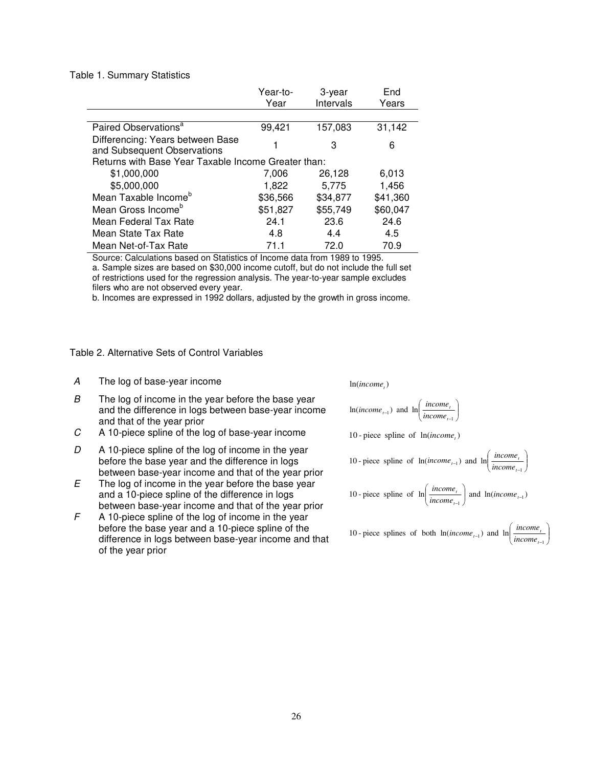Table 1. Summary Statistics

| | Year-to-Year | 3-year Intervals | End Years |
|---|---|---|---|
| Paired Observations[a] | 99,421 | 157,083 | 31,142 |
| Differencing: Years between Base and Subsequent Observations | 1 | 3 | 6 |
| Returns with Base Year Taxable Income Greater than: | | | |
| $1,000,000 | 7,006 | 26,128 | 6,013 |
| $5,000,000 | 1,822 | 5,775 | 1,456 |
| Mean Taxable Income[b] | $36,566 | $34,877 | $41,360 |
| Mean Gross Income[b] | $51,827 | $55,749 | $60,047 |
| Mean Federal Tax Rate | 24.1 | 23.6 | 24.6 |
| Mean State Tax Rate | 4.8 | 4.4 | 4.5 |
| Mean Net-of-Tax Rate | 71.1 | 72.0 | 70.9 |

Source: Calculations based on Statistics of Income data from 1989 to 1995.
a. Sample sizes are based on $30,000 income cutoff, but do not include the full set of restrictions used for the regression analysis. The year-to-year sample excludes filers who are not observed every year.
b. Incomes are expressed in 1992 dollars, adjusted by the growth in gross income.

Table 2. Alternative Sets of Control Variables

| | | |
|---|---|---|
| *A* | The log of base-year income | $\ln(income_t)$ |
| *B* | The log of income in the year before the base year and the difference in logs between base-year income and that of the year prior | $\ln(income_{t-1})$ and $\ln\left(\frac{income_t}{income_{t-1}}\right)$ |
| *C* | A 10-piece spline of the log of base-year income | 10 - piece spline of $\ln(income_t)$ |
| *D* | A 10-piece spline of the log of income in the year before the base year and the difference in logs between base-year income and that of the year prior | 10 - piece spline of $\ln(income_{t-1})$ and $\ln\left(\frac{income_t}{income_{t-1}}\right)$ |
| *E* | The log of income in the year before the base year and a 10-piece spline of the difference in logs between base-year income and that of the year prior | 10 - piece spline of $\ln\left(\frac{income_t}{income_{t-1}}\right)$ and $\ln(income_{t-1})$ |
| *F* | A 10-piece spline of the log of income in the year before the base year and a 10-piece spline of the difference in logs between base-year income and that of the year prior | 10 - piece splines of both $\ln(income_{t-1})$ and $\ln\left(\frac{income_t}{income_{t-1}}\right)$ |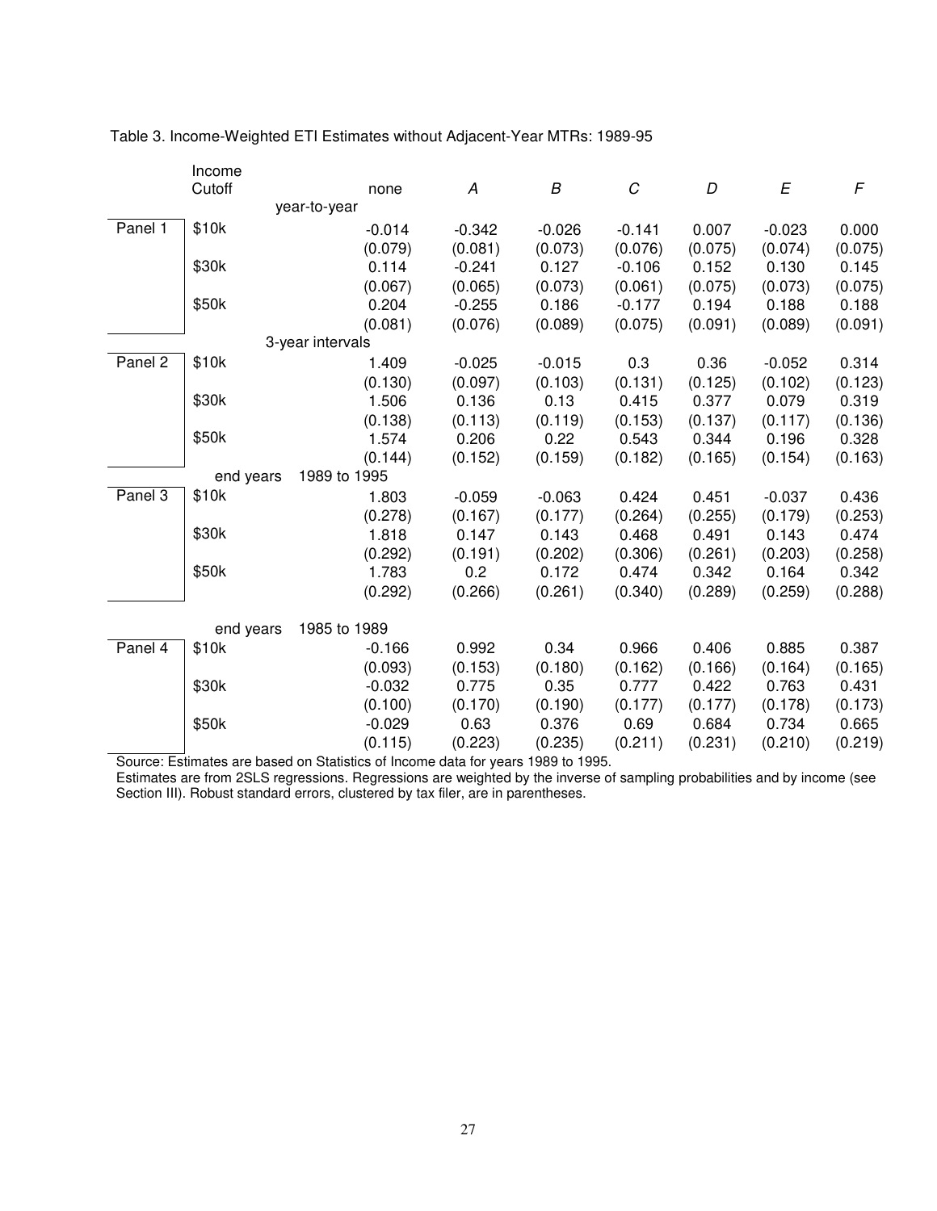Table 3. Income-Weighted ETI Estimates without Adjacent-Year MTRs: 1989-95

| | Income Cutoff | none | *A* | *B* | *C* | *D* | *E* | *F* |
|---|---|---|---|---|---|---|---|---|
| | year-to-year | | | | | | | |
| Panel 1 | \$10k | -0.014 | -0.342 | -0.026 | -0.141 | 0.007 | -0.023 | 0.000 |
| | | (0.079) | (0.081) | (0.073) | (0.076) | (0.075) | (0.074) | (0.075) |
| | \$30k | 0.114 | -0.241 | 0.127 | -0.106 | 0.152 | 0.130 | 0.145 |
| | | (0.067) | (0.065) | (0.073) | (0.061) | (0.075) | (0.073) | (0.075) |
| | \$50k | 0.204 | -0.255 | 0.186 | -0.177 | 0.194 | 0.188 | 0.188 |
| | | (0.081) | (0.076) | (0.089) | (0.075) | (0.091) | (0.089) | (0.091) |
| | 3-year intervals | | | | | | | |
| Panel 2 | \$10k | 1.409 | -0.025 | -0.015 | 0.3 | 0.36 | -0.052 | 0.314 |
| | | (0.130) | (0.097) | (0.103) | (0.131) | (0.125) | (0.102) | (0.123) |
| | \$30k | 1.506 | 0.136 | 0.13 | 0.415 | 0.377 | 0.079 | 0.319 |
| | | (0.138) | (0.113) | (0.119) | (0.153) | (0.137) | (0.117) | (0.136) |
| | \$50k | 1.574 | 0.206 | 0.22 | 0.543 | 0.344 | 0.196 | 0.328 |
| | | (0.144) | (0.152) | (0.159) | (0.182) | (0.165) | (0.154) | (0.163) |
| | end years 1989 to 1995 | | | | | | | |
| Panel 3 | \$10k | 1.803 | -0.059 | -0.063 | 0.424 | 0.451 | -0.037 | 0.436 |
| | | (0.278) | (0.167) | (0.177) | (0.264) | (0.255) | (0.179) | (0.253) |
| | \$30k | 1.818 | 0.147 | 0.143 | 0.468 | 0.491 | 0.143 | 0.474 |
| | | (0.292) | (0.191) | (0.202) | (0.306) | (0.261) | (0.203) | (0.258) |
| | \$50k | 1.783 | 0.2 | 0.172 | 0.474 | 0.342 | 0.164 | 0.342 |
| | | (0.292) | (0.266) | (0.261) | (0.340) | (0.289) | (0.259) | (0.288) |
| | end years 1985 to 1989 | | | | | | | |
| Panel 4 | \$10k | -0.166 | 0.992 | 0.34 | 0.966 | 0.406 | 0.885 | 0.387 |
| | | (0.093) | (0.153) | (0.180) | (0.162) | (0.166) | (0.164) | (0.165) |
| | \$30k | -0.032 | 0.775 | 0.35 | 0.777 | 0.422 | 0.763 | 0.431 |
| | | (0.100) | (0.170) | (0.190) | (0.177) | (0.177) | (0.178) | (0.173) |
| | \$50k | -0.029 | 0.63 | 0.376 | 0.69 | 0.684 | 0.734 | 0.665 |
| | | (0.115) | (0.223) | (0.235) | (0.211) | (0.231) | (0.210) | (0.219) |

Source: Estimates are based on Statistics of Income data for years 1989 to 1995.
Estimates are from 2SLS regressions. Regressions are weighted by the inverse of sampling probabilities and by income (see Section III). Robust standard errors, clustered by tax filer, are in parentheses.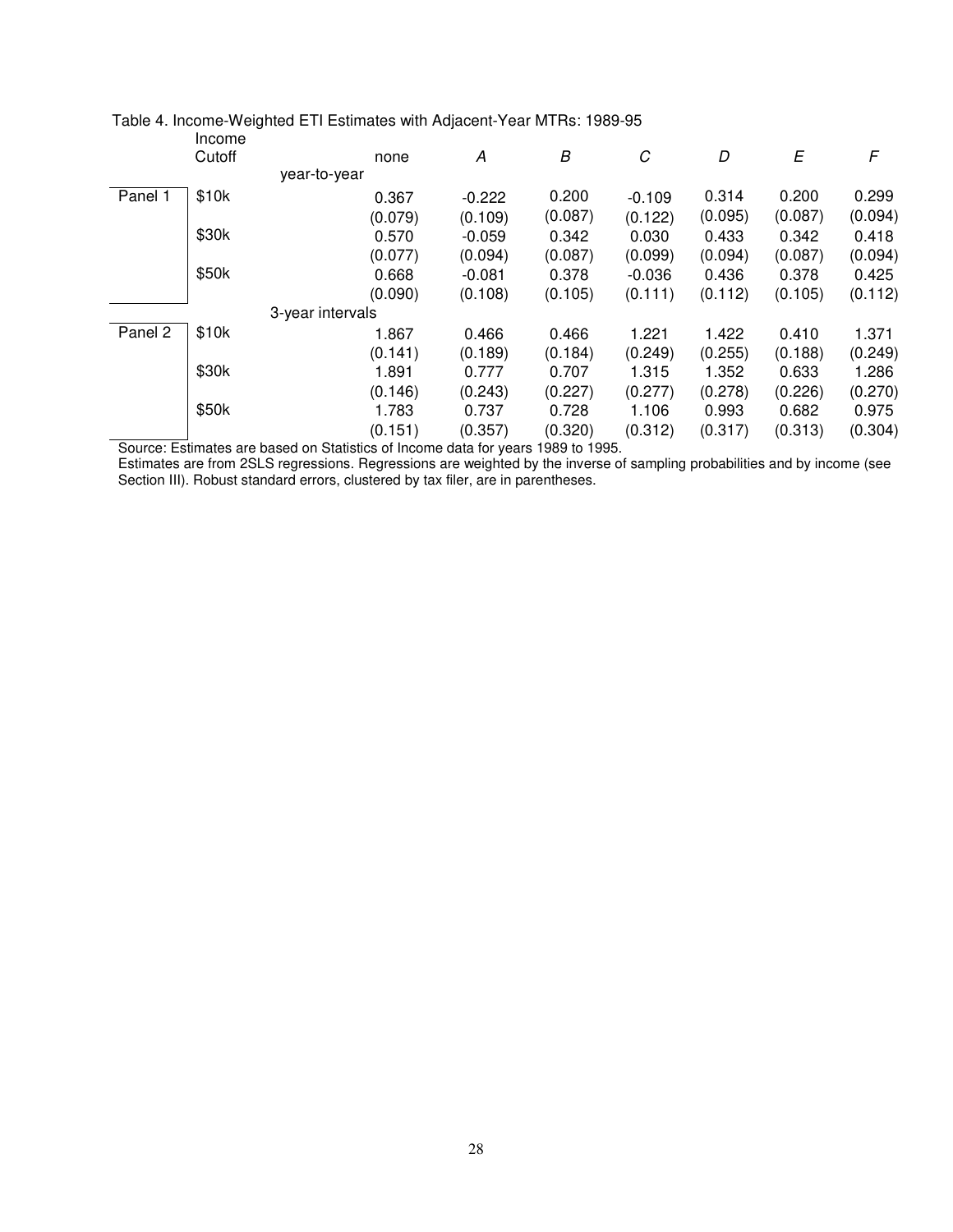Table 4. Income-Weighted ETI Estimates with Adjacent-Year MTRs: 1989-95

| | Income Cutoff | none | *A* | *B* | *C* | *D* | *E* | *F* |
|---|---|---|---|---|---|---|---|---|
| | | year-to-year | | | | | | |
| Panel 1 | $10k | 0.367 | -0.222 | 0.200 | -0.109 | 0.314 | 0.200 | 0.299 |
| | | (0.079) | (0.109) | (0.087) | (0.122) | (0.095) | (0.087) | (0.094) |
| | $30k | 0.570 | -0.059 | 0.342 | 0.030 | 0.433 | 0.342 | 0.418 |
| | | (0.077) | (0.094) | (0.087) | (0.099) | (0.094) | (0.087) | (0.094) |
| | $50k | 0.668 | -0.081 | 0.378 | -0.036 | 0.436 | 0.378 | 0.425 |
| | | (0.090) | (0.108) | (0.105) | (0.111) | (0.112) | (0.105) | (0.112) |
| | | 3-year intervals | | | | | | |
| Panel 2 | $10k | 1.867 | 0.466 | 0.466 | 1.221 | 1.422 | 0.410 | 1.371 |
| | | (0.141) | (0.189) | (0.184) | (0.249) | (0.255) | (0.188) | (0.249) |
| | $30k | 1.891 | 0.777 | 0.707 | 1.315 | 1.352 | 0.633 | 1.286 |
| | | (0.146) | (0.243) | (0.227) | (0.277) | (0.278) | (0.226) | (0.270) |
| | $50k | 1.783 | 0.737 | 0.728 | 1.106 | 0.993 | 0.682 | 0.975 |
| | | (0.151) | (0.357) | (0.320) | (0.312) | (0.317) | (0.313) | (0.304) |

Source: Estimates are based on Statistics of Income data for years 1989 to 1995.
Estimates are from 2SLS regressions. Regressions are weighted by the inverse of sampling probabilities and by income (see Section III). Robust standard errors, clustered by tax filer, are in parentheses.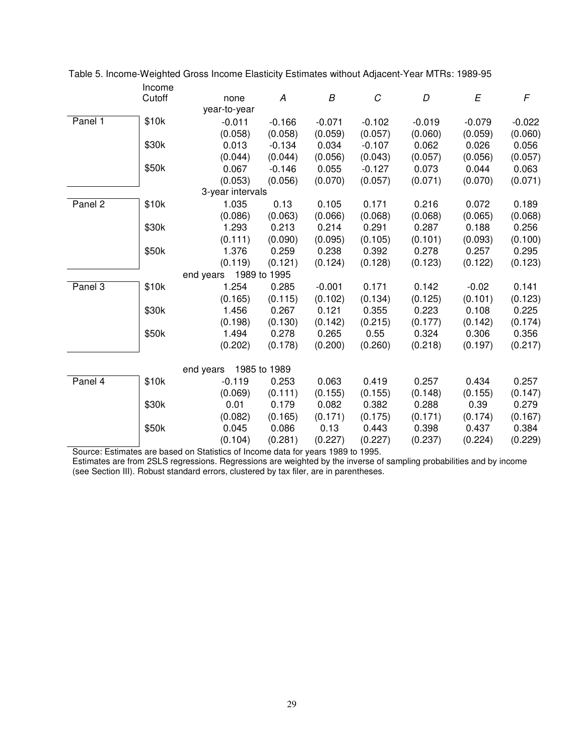Table 5. Income-Weighted Gross Income Elasticity Estimates without Adjacent-Year MTRs: 1989-95

| | Income Cutoff | none | *A* | *B* | *C* | *D* | *E* | *F* |
|---|---|---|---|---|---|---|---|---|
| | | year-to-year | | | | | | |
| Panel 1 | \$10k | -0.011 | -0.166 | -0.071 | -0.102 | -0.019 | -0.079 | -0.022 |
| | | (0.058) | (0.058) | (0.059) | (0.057) | (0.060) | (0.059) | (0.060) |
| | \$30k | 0.013 | -0.134 | 0.034 | -0.107 | 0.062 | 0.026 | 0.056 |
| | | (0.044) | (0.044) | (0.056) | (0.043) | (0.057) | (0.056) | (0.057) |
| | \$50k | 0.067 | -0.146 | 0.055 | -0.127 | 0.073 | 0.044 | 0.063 |
| | | (0.053) | (0.056) | (0.070) | (0.057) | (0.071) | (0.070) | (0.071) |
| | | 3-year intervals | | | | | | |
| Panel 2 | \$10k | 1.035 | 0.13 | 0.105 | 0.171 | 0.216 | 0.072 | 0.189 |
| | | (0.086) | (0.063) | (0.066) | (0.068) | (0.068) | (0.065) | (0.068) |
| | \$30k | 1.293 | 0.213 | 0.214 | 0.291 | 0.287 | 0.188 | 0.256 |
| | | (0.111) | (0.090) | (0.095) | (0.105) | (0.101) | (0.093) | (0.100) |
| | \$50k | 1.376 | 0.259 | 0.238 | 0.392 | 0.278 | 0.257 | 0.295 |
| | | (0.119) | (0.121) | (0.124) | (0.128) | (0.123) | (0.122) | (0.123) |
| | | end years 1989 to 1995 | | | | | | |
| Panel 3 | \$10k | 1.254 | 0.285 | -0.001 | 0.171 | 0.142 | -0.02 | 0.141 |
| | | (0.165) | (0.115) | (0.102) | (0.134) | (0.125) | (0.101) | (0.123) |
| | \$30k | 1.456 | 0.267 | 0.121 | 0.355 | 0.223 | 0.108 | 0.225 |
| | | (0.198) | (0.130) | (0.142) | (0.215) | (0.177) | (0.142) | (0.174) |
| | \$50k | 1.494 | 0.278 | 0.265 | 0.55 | 0.324 | 0.306 | 0.356 |
| | | (0.202) | (0.178) | (0.200) | (0.260) | (0.218) | (0.197) | (0.217) |
| | | end years 1985 to 1989 | | | | | | |
| Panel 4 | \$10k | -0.119 | 0.253 | 0.063 | 0.419 | 0.257 | 0.434 | 0.257 |
| | | (0.069) | (0.111) | (0.155) | (0.155) | (0.148) | (0.155) | (0.147) |
| | \$30k | 0.01 | 0.179 | 0.082 | 0.382 | 0.288 | 0.39 | 0.279 |
| | | (0.082) | (0.165) | (0.171) | (0.175) | (0.171) | (0.174) | (0.167) |
| | \$50k | 0.045 | 0.086 | 0.13 | 0.443 | 0.398 | 0.437 | 0.384 |
| | | (0.104) | (0.281) | (0.227) | (0.227) | (0.237) | (0.224) | (0.229) |

Source: Estimates are based on Statistics of Income data for years 1989 to 1995.
Estimates are from 2SLS regressions. Regressions are weighted by the inverse of sampling probabilities and by income (see Section III). Robust standard errors, clustered by tax filer, are in parentheses.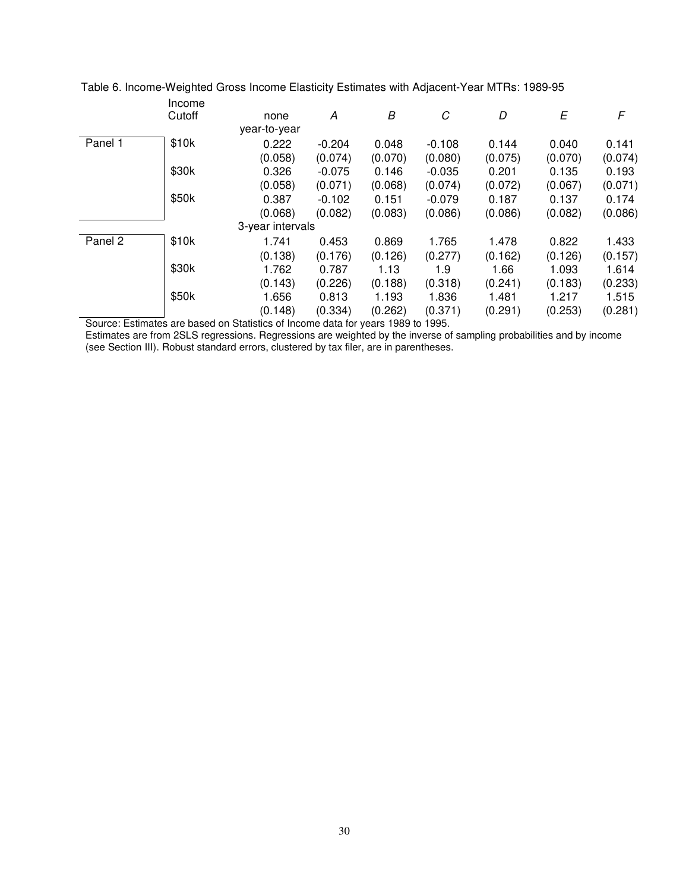Table 6. Income-Weighted Gross Income Elasticity Estimates with Adjacent-Year MTRs: 1989-95

| | Income Cutoff | none | *A* | *B* | *C* | *D* | *E* | *F* |
|---|---|---|---|---|---|---|---|---|
| | | year-to-year | | | | | | |
| Panel 1 | $10k | 0.222 | -0.204 | 0.048 | -0.108 | 0.144 | 0.040 | 0.141 |
| | | (0.058) | (0.074) | (0.070) | (0.080) | (0.075) | (0.070) | (0.074) |
| | $30k | 0.326 | -0.075 | 0.146 | -0.035 | 0.201 | 0.135 | 0.193 |
| | | (0.058) | (0.071) | (0.068) | (0.074) | (0.072) | (0.067) | (0.071) |
| | $50k | 0.387 | -0.102 | 0.151 | -0.079 | 0.187 | 0.137 | 0.174 |
| | | (0.068) | (0.082) | (0.083) | (0.086) | (0.086) | (0.082) | (0.086) |
| | | 3-year intervals | | | | | | |
| Panel 2 | $10k | 1.741 | 0.453 | 0.869 | 1.765 | 1.478 | 0.822 | 1.433 |
| | | (0.138) | (0.176) | (0.126) | (0.277) | (0.162) | (0.126) | (0.157) |
| | $30k | 1.762 | 0.787 | 1.13 | 1.9 | 1.66 | 1.093 | 1.614 |
| | | (0.143) | (0.226) | (0.188) | (0.318) | (0.241) | (0.183) | (0.233) |
| | $50k | 1.656 | 0.813 | 1.193 | 1.836 | 1.481 | 1.217 | 1.515 |
| | | (0.148) | (0.334) | (0.262) | (0.371) | (0.291) | (0.253) | (0.281) |

Source: Estimates are based on Statistics of Income data for years 1989 to 1995.
Estimates are from 2SLS regressions. Regressions are weighted by the inverse of sampling probabilities and by income (see Section III). Robust standard errors, clustered by tax filer, are in parentheses.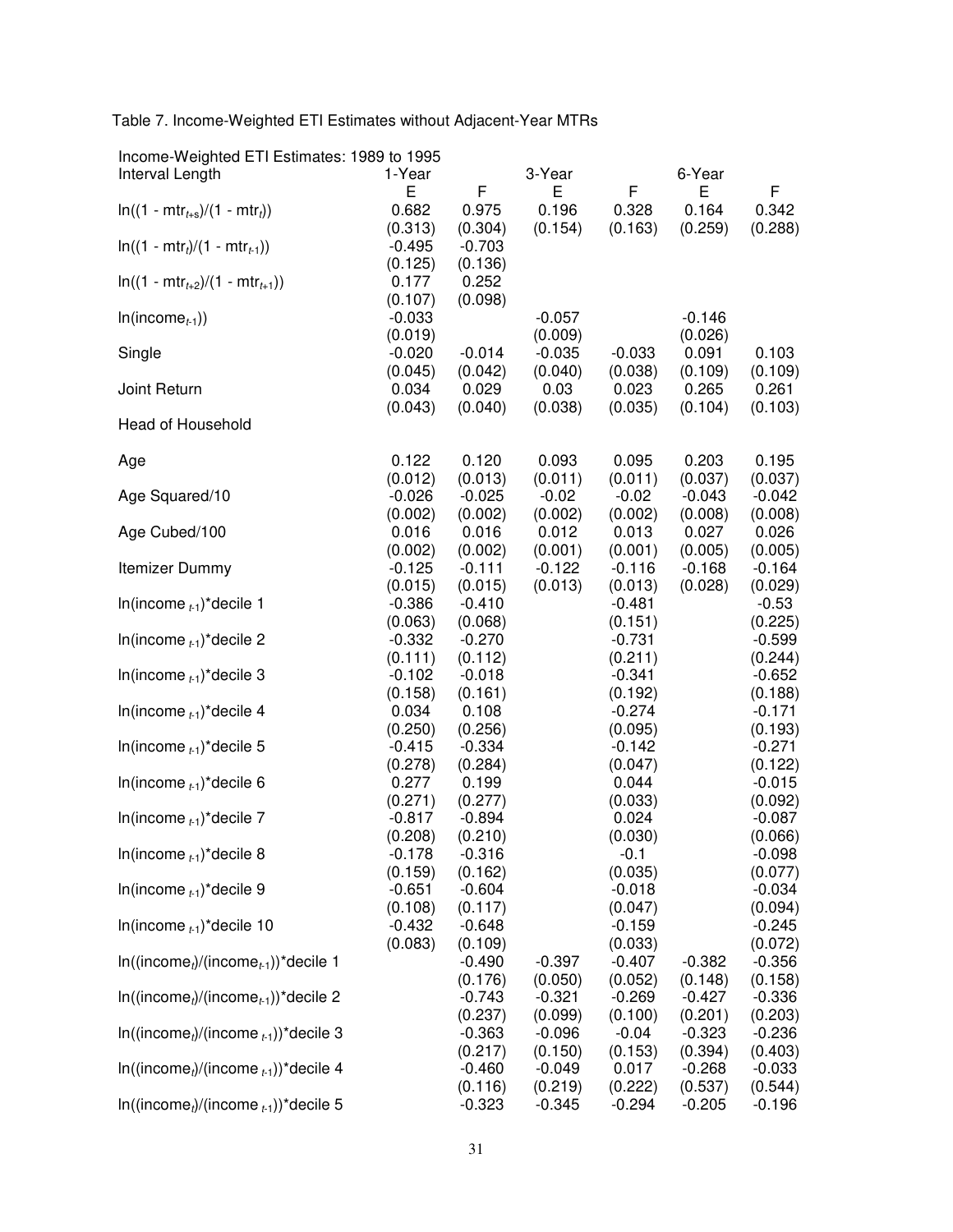Table 7. Income-Weighted ETI Estimates without Adjacent-Year MTRs

| Income-Weighted ETI Estimates: 1989 to 1995 | | | | | | |
|---|---|---|---|---|---|---|
| Interval Length | 1-Year | | 3-Year | | 6-Year | |
| | E | F | E | F | E | F |
| $\ln((1 - mtr_{t+s})/(1 - mtr_t))$ | 0.682 | 0.975 | 0.196 | 0.328 | 0.164 | 0.342 |
| | (0.313) | (0.304) | (0.154) | (0.163) | (0.259) | (0.288) |
| $\ln((1 - mtr_t)/(1 - mtr_{t-1}))$ | -0.495 | -0.703 | | | | |
| | (0.125) | (0.136) | | | | |
| $\ln((1 - mtr_{t+2})/(1 - mtr_{t+1}))$ | 0.177 | 0.252 | | | | |
| | (0.107) | (0.098) | | | | |
| $\ln(income_{t-1}))$ | -0.033 | | -0.057 | | -0.146 | |
| | (0.019) | | (0.009) | | (0.026) | |
| Single | -0.020 | -0.014 | -0.035 | -0.033 | 0.091 | 0.103 |
| | (0.045) | (0.042) | (0.040) | (0.038) | (0.109) | (0.109) |
| Joint Return | 0.034 | 0.029 | 0.03 | 0.023 | 0.265 | 0.261 |
| | (0.043) | (0.040) | (0.038) | (0.035) | (0.104) | (0.103) |
| Head of Household | | | | | | |
| Age | 0.122 | 0.120 | 0.093 | 0.095 | 0.203 | 0.195 |
| | (0.012) | (0.013) | (0.011) | (0.011) | (0.037) | (0.037) |
| Age Squared/10 | -0.026 | -0.025 | -0.02 | -0.02 | -0.043 | -0.042 |
| | (0.002) | (0.002) | (0.002) | (0.002) | (0.008) | (0.008) |
| Age Cubed/100 | 0.016 | 0.016 | 0.012 | 0.013 | 0.027 | 0.026 |
| | (0.002) | (0.002) | (0.001) | (0.001) | (0.005) | (0.005) |
| Itemizer Dummy | -0.125 | -0.111 | -0.122 | -0.116 | -0.168 | -0.164 |
| | (0.015) | (0.015) | (0.013) | (0.013) | (0.028) | (0.029) |
| $\ln(income_{t-1})$*decile 1 | -0.386 | -0.410 | | -0.481 | | -0.53 |
| | (0.063) | (0.068) | | (0.151) | | (0.225) |
| $\ln(income_{t-1})$*decile 2 | -0.332 | -0.270 | | -0.731 | | -0.599 |
| | (0.111) | (0.112) | | (0.211) | | (0.244) |
| $\ln(income_{t-1})$*decile 3 | -0.102 | -0.018 | | -0.341 | | -0.652 |
| | (0.158) | (0.161) | | (0.192) | | (0.188) |
| $\ln(income_{t-1})$*decile 4 | 0.034 | 0.108 | | -0.274 | | -0.171 |
| | (0.250) | (0.256) | | (0.095) | | (0.193) |
| $\ln(income_{t-1})$*decile 5 | -0.415 | -0.334 | | -0.142 | | -0.271 |
| | (0.278) | (0.284) | | (0.047) | | (0.122) |
| $\ln(income_{t-1})$*decile 6 | 0.277 | 0.199 | | 0.044 | | -0.015 |
| | (0.271) | (0.277) | | (0.033) | | (0.092) |
| $\ln(income_{t-1})$*decile 7 | -0.817 | -0.894 | | 0.024 | | -0.087 |
| | (0.208) | (0.210) | | (0.030) | | (0.066) |
| $\ln(income_{t-1})$*decile 8 | -0.178 | -0.316 | | -0.1 | | -0.098 |
| | (0.159) | (0.162) | | (0.035) | | (0.077) |
| $\ln(income_{t-1})$*decile 9 | -0.651 | -0.604 | | -0.018 | | -0.034 |
| | (0.108) | (0.117) | | (0.047) | | (0.094) |
| $\ln(income_{t-1})$*decile 10 | -0.432 | -0.648 | | -0.159 | | -0.245 |
| | (0.083) | (0.109) | | (0.033) | | (0.072) |
| $\ln((income_t)/(income_{t-1}))$*decile 1 | | -0.490 | -0.397 | -0.407 | -0.382 | -0.356 |
| | | (0.176) | (0.050) | (0.052) | (0.148) | (0.158) |
| $\ln((income_t)/(income_{t-1}))$*decile 2 | | -0.743 | -0.321 | -0.269 | -0.427 | -0.336 |
| | | (0.237) | (0.099) | (0.100) | (0.201) | (0.203) |
| $\ln((income_t)/(income_{t-1}))$*decile 3 | | -0.363 | -0.096 | -0.04 | -0.323 | -0.236 |
| | | (0.217) | (0.150) | (0.153) | (0.394) | (0.403) |
| $\ln((income_t)/(income_{t-1}))$*decile 4 | | -0.460 | -0.049 | 0.017 | -0.268 | -0.033 |
| | | (0.116) | (0.219) | (0.222) | (0.537) | (0.544) |
| $\ln((income_t)/(income_{t-1}))$*decile 5 | | -0.323 | -0.345 | -0.294 | -0.205 | -0.196 |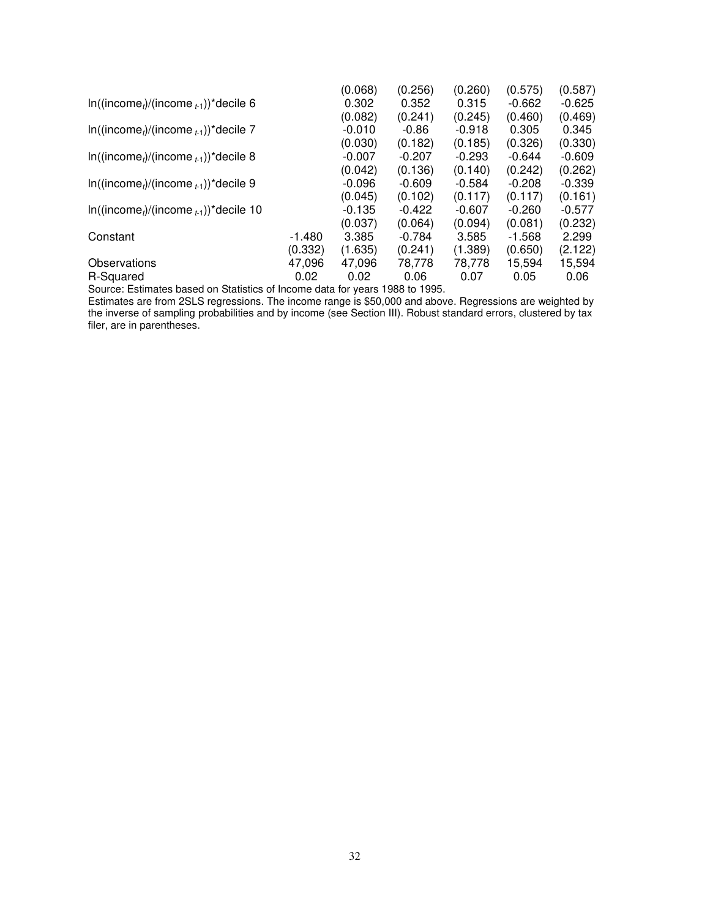| | | | | | | |
|---|---|---|---|---|---|---|
| | | (0.068) | (0.256) | (0.260) | (0.575) | (0.587) |
| $\ln((\text{income}_t)/(\text{income}_{t\text{-}1}))$*decile 6 | | 0.302 | 0.352 | 0.315 | -0.662 | -0.625 |
| | | (0.082) | (0.241) | (0.245) | (0.460) | (0.469) |
| $\ln((\text{income}_t)/(\text{income}_{t\text{-}1}))$*decile 7 | | -0.010 | -0.86 | -0.918 | 0.305 | 0.345 |
| | | (0.030) | (0.182) | (0.185) | (0.326) | (0.330) |
| $\ln((\text{income}_t)/(\text{income}_{t\text{-}1}))$*decile 8 | | -0.007 | -0.207 | -0.293 | -0.644 | -0.609 |
| | | (0.042) | (0.136) | (0.140) | (0.242) | (0.262) |
| $\ln((\text{income}_t)/(\text{income}_{t\text{-}1}))$*decile 9 | | -0.096 | -0.609 | -0.584 | -0.208 | -0.339 |
| | | (0.045) | (0.102) | (0.117) | (0.117) | (0.161) |
| $\ln((\text{income}_t)/(\text{income}_{t\text{-}1}))$*decile 10 | | -0.135 | -0.422 | -0.607 | -0.260 | -0.577 |
| | | (0.037) | (0.064) | (0.094) | (0.081) | (0.232) |
| Constant | -1.480 | 3.385 | -0.784 | 3.585 | -1.568 | 2.299 |
| | (0.332) | (1.635) | (0.241) | (1.389) | (0.650) | (2.122) |
| Observations | 47,096 | 47,096 | 78,778 | 78,778 | 15,594 | 15,594 |
| R-Squared | 0.02 | 0.02 | 0.06 | 0.07 | 0.05 | 0.06 |

Source: Estimates based on Statistics of Income data for years 1988 to 1995.

Estimates are from 2SLS regressions. The income range is $50,000 and above. Regressions are weighted by the inverse of sampling probabilities and by income (see Section III). Robust standard errors, clustered by tax filer, are in parentheses.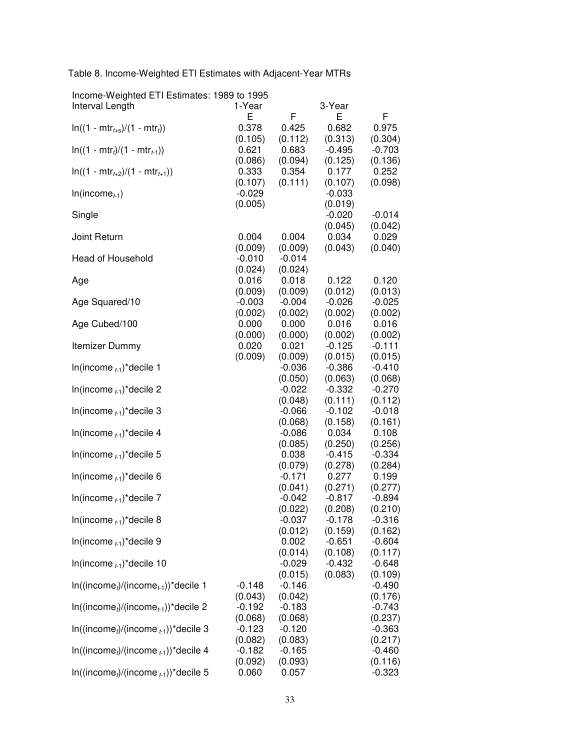Table 8. Income-Weighted ETI Estimates with Adjacent-Year MTRs

| Income-Weighted ETI Estimates: 1989 to 1995 | | | | |
|---|---|---|---|---|
| Interval Length | 1-Year | | 3-Year | |
| | E | F | E | F |
| $\ln((1 - mtr_{t+s})/(1 - mtr_t))$ | 0.378 | 0.425 | 0.682 | 0.975 |
| | (0.105) | (0.112) | (0.313) | (0.304) |
| $\ln((1 - mtr_t)/(1 - mtr_{t-1}))$ | 0.621 | 0.683 | -0.495 | -0.703 |
| | (0.086) | (0.094) | (0.125) | (0.136) |
| $\ln((1 - mtr_{t+2})/(1 - mtr_{t+1}))$ | 0.333 | 0.354 | 0.177 | 0.252 |
| | (0.107) | (0.111) | (0.107) | (0.098) |
| $\ln(\text{income}_{t-1})$ | -0.029 | | -0.033 | |
| | (0.005) | | (0.019) | |
| Single | | | -0.020 | -0.014 |
| | | | (0.045) | (0.042) |
| Joint Return | 0.004 | 0.004 | 0.034 | 0.029 |
| | (0.009) | (0.009) | (0.043) | (0.040) |
| Head of Household | -0.010 | -0.014 | | |
| | (0.024) | (0.024) | | |
| Age | 0.016 | 0.018 | 0.122 | 0.120 |
| | (0.009) | (0.009) | (0.012) | (0.013) |
| Age Squared/10 | -0.003 | -0.004 | -0.026 | -0.025 |
| | (0.002) | (0.002) | (0.002) | (0.002) |
| Age Cubed/100 | 0.000 | 0.000 | 0.016 | 0.016 |
| | (0.000) | (0.000) | (0.002) | (0.002) |
| Itemizer Dummy | 0.020 | 0.021 | -0.125 | -0.111 |
| | (0.009) | (0.009) | (0.015) | (0.015) |
| $\ln(\text{income}_{t-1})$*decile 1 | | -0.036 | -0.386 | -0.410 |
| | | (0.050) | (0.063) | (0.068) |
| $\ln(\text{income}_{t-1})$*decile 2 | | -0.022 | -0.332 | -0.270 |
| | | (0.048) | (0.111) | (0.112) |
| $\ln(\text{income}_{t-1})$*decile 3 | | -0.066 | -0.102 | -0.018 |
| | | (0.068) | (0.158) | (0.161) |
| $\ln(\text{income}_{t-1})$*decile 4 | | -0.086 | 0.034 | 0.108 |
| | | (0.085) | (0.250) | (0.256) |
| $\ln(\text{income}_{t-1})$*decile 5 | | 0.038 | -0.415 | -0.334 |
| | | (0.079) | (0.278) | (0.284) |
| $\ln(\text{income}_{t-1})$*decile 6 | | -0.171 | 0.277 | 0.199 |
| | | (0.041) | (0.271) | (0.277) |
| $\ln(\text{income}_{t-1})$*decile 7 | | -0.042 | -0.817 | -0.894 |
| | | (0.022) | (0.208) | (0.210) |
| $\ln(\text{income}_{t-1})$*decile 8 | | -0.037 | -0.178 | -0.316 |
| | | (0.012) | (0.159) | (0.162) |
| $\ln(\text{income}_{t-1})$*decile 9 | | 0.002 | -0.651 | -0.604 |
| | | (0.014) | (0.108) | (0.117) |
| $\ln(\text{income}_{t-1})$*decile 10 | | -0.029 | -0.432 | -0.648 |
| | | (0.015) | (0.083) | (0.109) |
| $\ln((\text{income}_t)/(\text{income}_{t-1}))$*decile 1 | -0.148 | -0.146 | | -0.490 |
| | (0.043) | (0.042) | | (0.176) |
| $\ln((\text{income}_t)/(\text{income}_{t-1}))$*decile 2 | -0.192 | -0.183 | | -0.743 |
| | (0.068) | (0.068) | | (0.237) |
| $\ln((\text{income}_t)/(\text{income}_{t-1}))$*decile 3 | -0.123 | -0.120 | | -0.363 |
| | (0.082) | (0.083) | | (0.217) |
| $\ln((\text{income}_t)/(\text{income}_{t-1}))$*decile 4 | -0.182 | -0.165 | | -0.460 |
| | (0.092) | (0.093) | | (0.116) |
| $\ln((\text{income}_t)/(\text{income}_{t-1}))$*decile 5 | 0.060 | 0.057 | | -0.323 |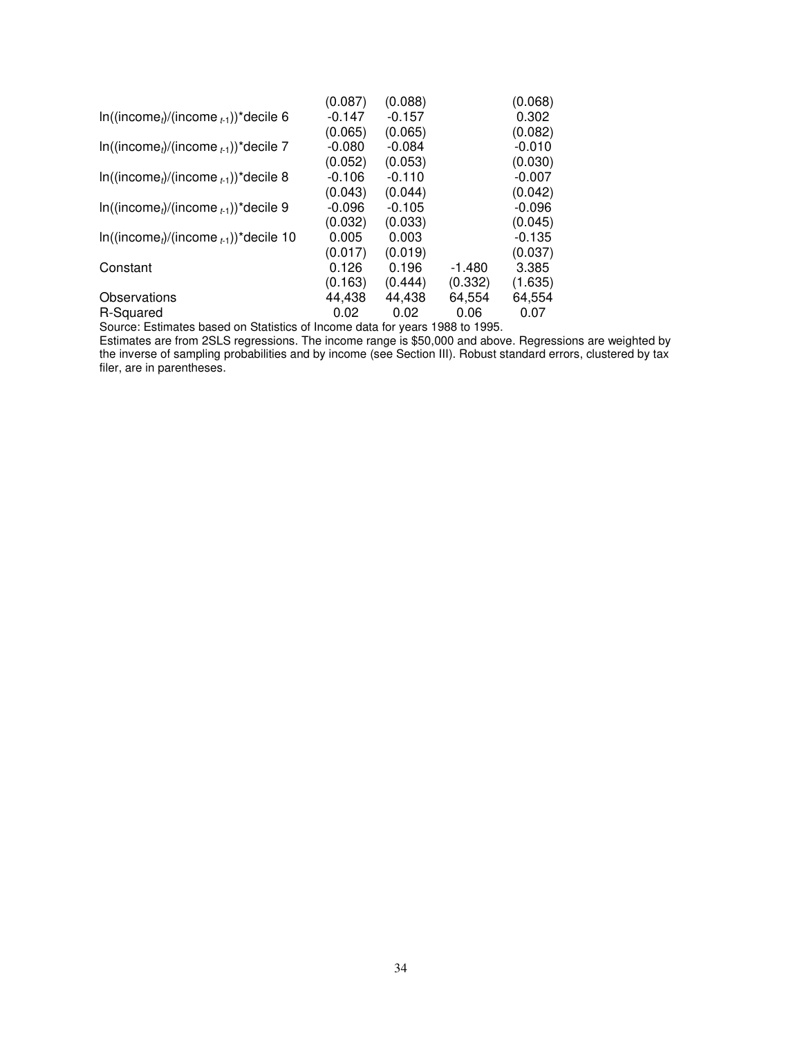| | | | | |
|---|---|---|---|---|
| | (0.087) | (0.088) | | (0.068) |
| $\ln((\text{income}_t)/(\text{income}_{t-1}))$*decile 6 | -0.147 | -0.157 | | 0.302 |
| | (0.065) | (0.065) | | (0.082) |
| $\ln((\text{income}_t)/(\text{income}_{t-1}))$*decile 7 | -0.080 | -0.084 | | -0.010 |
| | (0.052) | (0.053) | | (0.030) |
| $\ln((\text{income}_t)/(\text{income}_{t-1}))$*decile 8 | -0.106 | -0.110 | | -0.007 |
| | (0.043) | (0.044) | | (0.042) |
| $\ln((\text{income}_t)/(\text{income}_{t-1}))$*decile 9 | -0.096 | -0.105 | | -0.096 |
| | (0.032) | (0.033) | | (0.045) |
| $\ln((\text{income}_t)/(\text{income}_{t-1}))$*decile 10 | 0.005 | 0.003 | | -0.135 |
| | (0.017) | (0.019) | | (0.037) |
| Constant | 0.126 | 0.196 | -1.480 | 3.385 |
| | (0.163) | (0.444) | (0.332) | (1.635) |
| Observations | 44,438 | 44,438 | 64,554 | 64,554 |
| R-Squared | 0.02 | 0.02 | 0.06 | 0.07 |

Source: Estimates based on Statistics of Income data for years 1988 to 1995.

Estimates are from 2SLS regressions. The income range is $50,000 and above. Regressions are weighted by the inverse of sampling probabilities and by income (see Section III). Robust standard errors, clustered by tax filer, are in parentheses.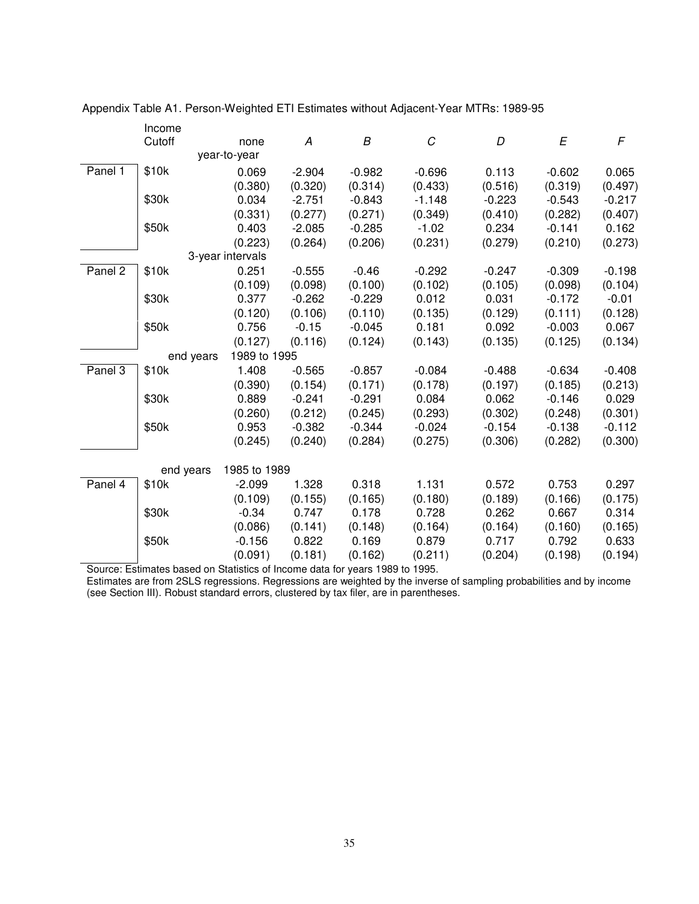Appendix Table A1. Person-Weighted ETI Estimates without Adjacent-Year MTRs: 1989-95

| | Income Cutoff | none | *A* | *B* | *C* | *D* | *E* | *F* |
|---|---|---|---|---|---|---|---|---|
| | | year-to-year | | | | | | |
| Panel 1 | \$10k | 0.069 | -2.904 | -0.982 | -0.696 | 0.113 | -0.602 | 0.065 |
| | | (0.380) | (0.320) | (0.314) | (0.433) | (0.516) | (0.319) | (0.497) |
| | \$30k | 0.034 | -2.751 | -0.843 | -1.148 | -0.223 | -0.543 | -0.217 |
| | | (0.331) | (0.277) | (0.271) | (0.349) | (0.410) | (0.282) | (0.407) |
| | \$50k | 0.403 | -2.085 | -0.285 | -1.02 | 0.234 | -0.141 | 0.162 |
| | | (0.223) | (0.264) | (0.206) | (0.231) | (0.279) | (0.210) | (0.273) |
| | | 3-year intervals | | | | | | |
| Panel 2 | \$10k | 0.251 | -0.555 | -0.46 | -0.292 | -0.247 | -0.309 | -0.198 |
| | | (0.109) | (0.098) | (0.100) | (0.102) | (0.105) | (0.098) | (0.104) |
| | \$30k | 0.377 | -0.262 | -0.229 | 0.012 | 0.031 | -0.172 | -0.01 |
| | | (0.120) | (0.106) | (0.110) | (0.135) | (0.129) | (0.111) | (0.128) |
| | \$50k | 0.756 | -0.15 | -0.045 | 0.181 | 0.092 | -0.003 | 0.067 |
| | | (0.127) | (0.116) | (0.124) | (0.143) | (0.135) | (0.125) | (0.134) |
| | end years | 1989 to 1995 | | | | | | |
| Panel 3 | \$10k | 1.408 | -0.565 | -0.857 | -0.084 | -0.488 | -0.634 | -0.408 |
| | | (0.390) | (0.154) | (0.171) | (0.178) | (0.197) | (0.185) | (0.213) |
| | \$30k | 0.889 | -0.241 | -0.291 | 0.084 | 0.062 | -0.146 | 0.029 |
| | | (0.260) | (0.212) | (0.245) | (0.293) | (0.302) | (0.248) | (0.301) |
| | \$50k | 0.953 | -0.382 | -0.344 | -0.024 | -0.154 | -0.138 | -0.112 |
| | | (0.245) | (0.240) | (0.284) | (0.275) | (0.306) | (0.282) | (0.300) |
| | end years | 1985 to 1989 | | | | | | |
| Panel 4 | \$10k | -2.099 | 1.328 | 0.318 | 1.131 | 0.572 | 0.753 | 0.297 |
| | | (0.109) | (0.155) | (0.165) | (0.180) | (0.189) | (0.166) | (0.175) |
| | \$30k | -0.34 | 0.747 | 0.178 | 0.728 | 0.262 | 0.667 | 0.314 |
| | | (0.086) | (0.141) | (0.148) | (0.164) | (0.164) | (0.160) | (0.165) |
| | \$50k | -0.156 | 0.822 | 0.169 | 0.879 | 0.717 | 0.792 | 0.633 |
| | | (0.091) | (0.181) | (0.162) | (0.211) | (0.204) | (0.198) | (0.194) |

Source: Estimates based on Statistics of Income data for years 1989 to 1995.
Estimates are from 2SLS regressions. Regressions are weighted by the inverse of sampling probabilities and by income (see Section III). Robust standard errors, clustered by tax filer, are in parentheses.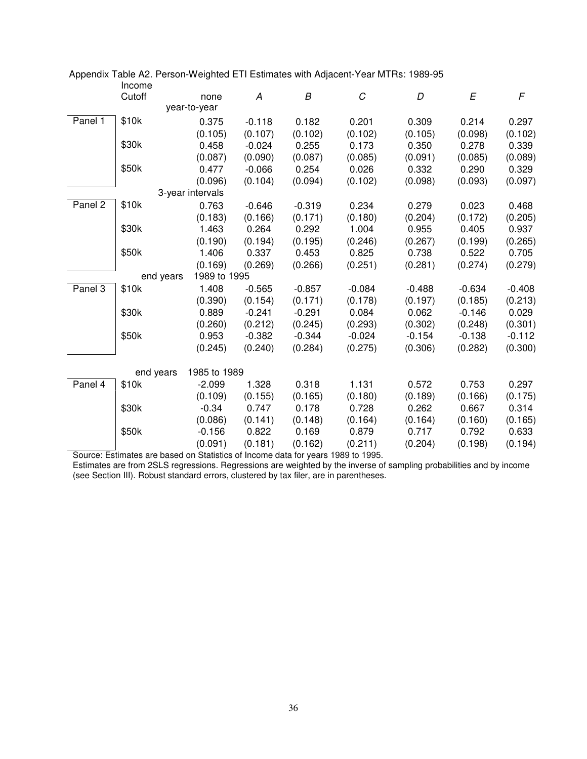Appendix Table A2. Person-Weighted ETI Estimates with Adjacent-Year MTRs: 1989-95

| | Income Cutoff | none | *A* | *B* | *C* | *D* | *E* | *F* |
|---|---|---|---|---|---|---|---|---|
| | | year-to-year | | | | | | |
| Panel 1 | $10k | 0.375 | -0.118 | 0.182 | 0.201 | 0.309 | 0.214 | 0.297 |
| | | (0.105) | (0.107) | (0.102) | (0.102) | (0.105) | (0.098) | (0.102) |
| | $30k | 0.458 | -0.024 | 0.255 | 0.173 | 0.350 | 0.278 | 0.339 |
| | | (0.087) | (0.090) | (0.087) | (0.085) | (0.091) | (0.085) | (0.089) |
| | $50k | 0.477 | -0.066 | 0.254 | 0.026 | 0.332 | 0.290 | 0.329 |
| | | (0.096) | (0.104) | (0.094) | (0.102) | (0.098) | (0.093) | (0.097) |
| | | 3-year intervals | | | | | | |
| Panel 2 | $10k | 0.763 | -0.646 | -0.319 | 0.234 | 0.279 | 0.023 | 0.468 |
| | | (0.183) | (0.166) | (0.171) | (0.180) | (0.204) | (0.172) | (0.205) |
| | $30k | 1.463 | 0.264 | 0.292 | 1.004 | 0.955 | 0.405 | 0.937 |
| | | (0.190) | (0.194) | (0.195) | (0.246) | (0.267) | (0.199) | (0.265) |
| | $50k | 1.406 | 0.337 | 0.453 | 0.825 | 0.738 | 0.522 | 0.705 |
| | | (0.169) | (0.269) | (0.266) | (0.251) | (0.281) | (0.274) | (0.279) |
| | end years | 1989 to 1995 | | | | | | |
| Panel 3 | $10k | 1.408 | -0.565 | -0.857 | -0.084 | -0.488 | -0.634 | -0.408 |
| | | (0.390) | (0.154) | (0.171) | (0.178) | (0.197) | (0.185) | (0.213) |
| | $30k | 0.889 | -0.241 | -0.291 | 0.084 | 0.062 | -0.146 | 0.029 |
| | | (0.260) | (0.212) | (0.245) | (0.293) | (0.302) | (0.248) | (0.301) |
| | $50k | 0.953 | -0.382 | -0.344 | -0.024 | -0.154 | -0.138 | -0.112 |
| | | (0.245) | (0.240) | (0.284) | (0.275) | (0.306) | (0.282) | (0.300) |
| | end years | 1985 to 1989 | | | | | | |
| Panel 4 | $10k | -2.099 | 1.328 | 0.318 | 1.131 | 0.572 | 0.753 | 0.297 |
| | | (0.109) | (0.155) | (0.165) | (0.180) | (0.189) | (0.166) | (0.175) |
| | $30k | -0.34 | 0.747 | 0.178 | 0.728 | 0.262 | 0.667 | 0.314 |
| | | (0.086) | (0.141) | (0.148) | (0.164) | (0.164) | (0.160) | (0.165) |
| | $50k | -0.156 | 0.822 | 0.169 | 0.879 | 0.717 | 0.792 | 0.633 |
| | | (0.091) | (0.181) | (0.162) | (0.211) | (0.204) | (0.198) | (0.194) |

Source: Estimates are based on Statistics of Income data for years 1989 to 1995.
Estimates are from 2SLS regressions. Regressions are weighted by the inverse of sampling probabilities and by income (see Section III). Robust standard errors, clustered by tax filer, are in parentheses.